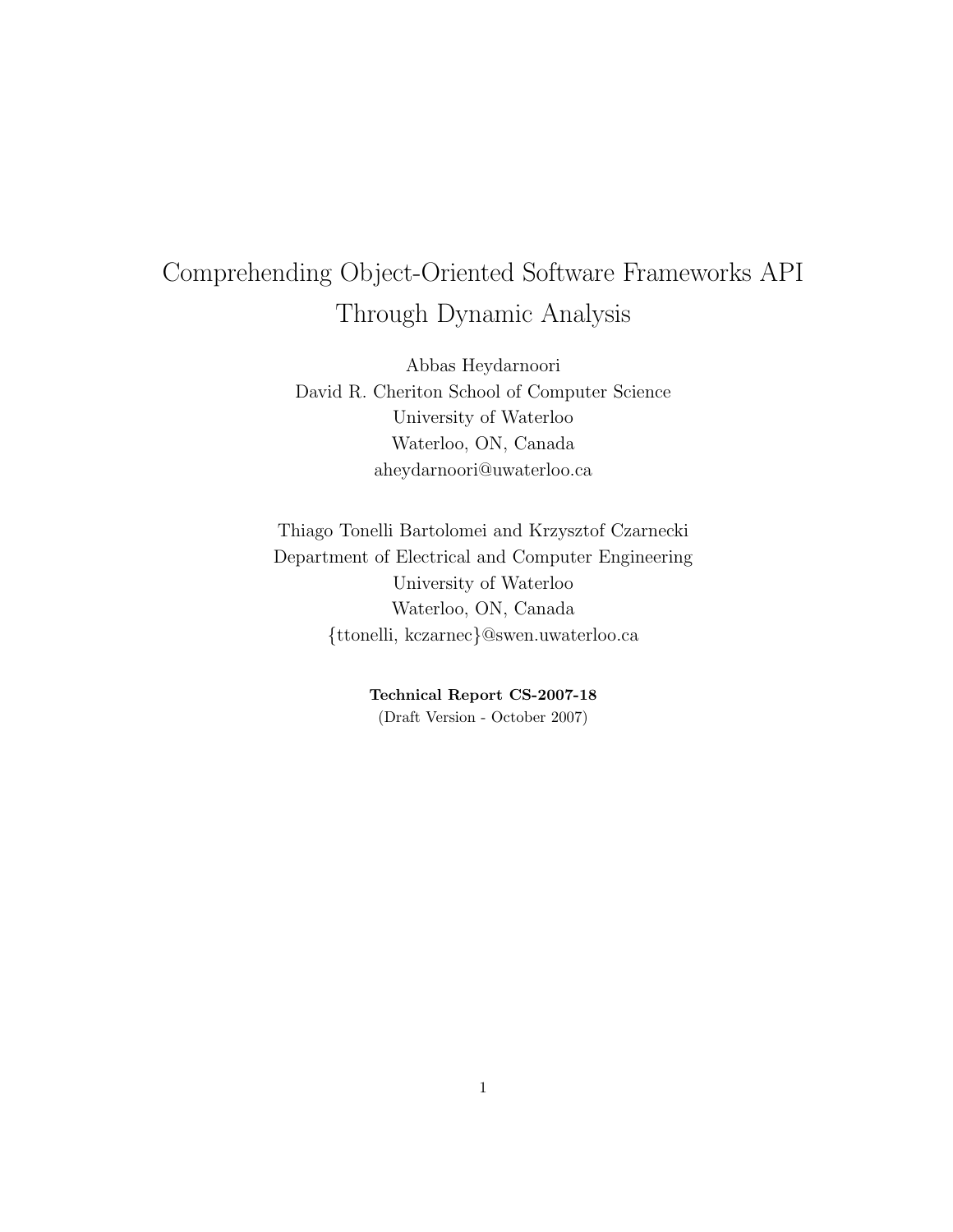# Comprehending Object-Oriented Software Frameworks API Through Dynamic Analysis

Abbas Heydarnoori
David R. Cheriton School of Computer Science
University of Waterloo
Waterloo, ON, Canada
aheydarnoori@uwaterloo.ca

Thiago Tonelli Bartolomei and Krzysztof Czarnecki
Department of Electrical and Computer Engineering
University of Waterloo
Waterloo, ON, Canada
{ttonelli, kczarnec}@swen.uwaterloo.ca

**Technical Report CS-2007-18**
(Draft Version - October 2007)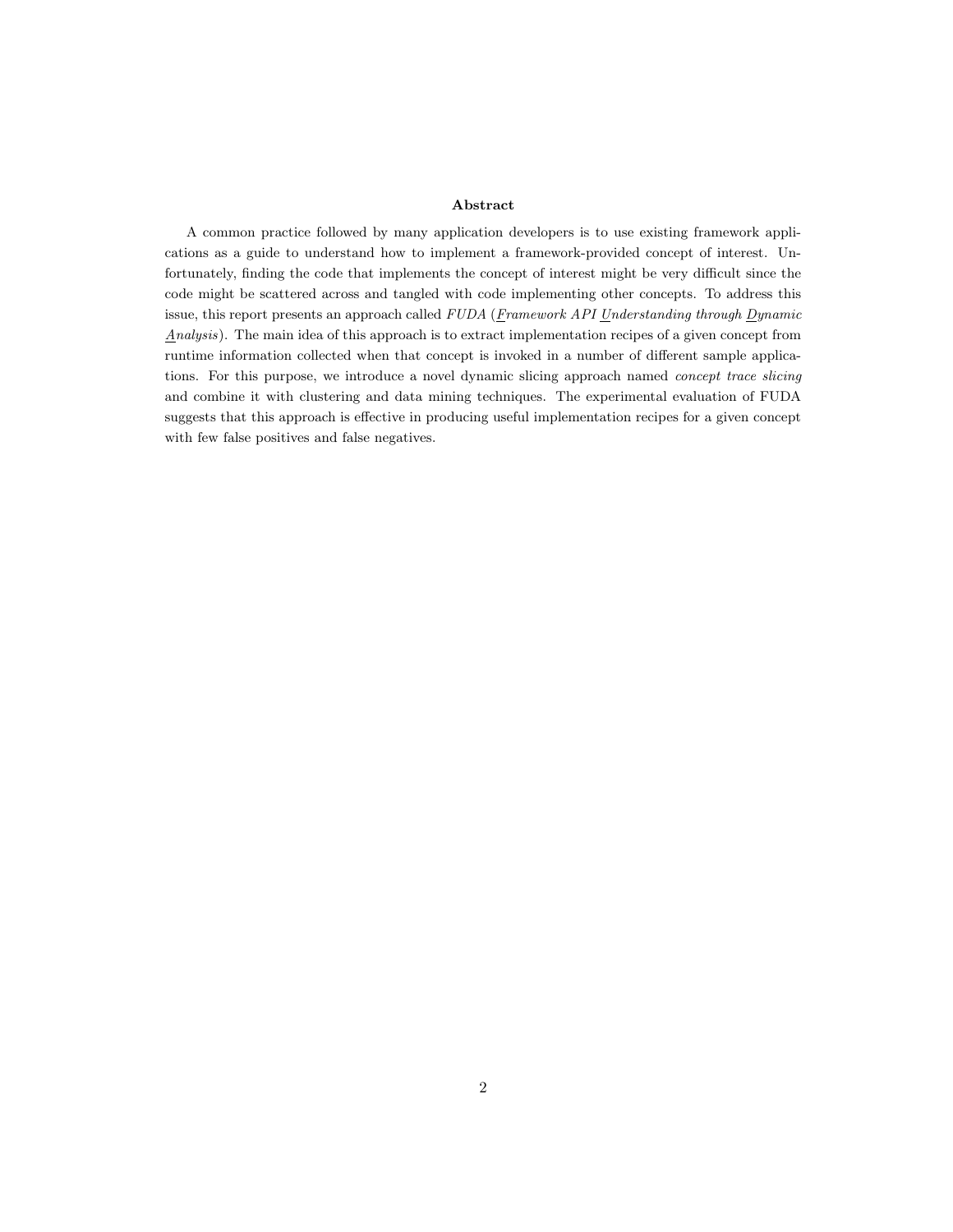**Abstract**

A common practice followed by many application developers is to use existing framework applications as a guide to understand how to implement a framework-provided concept of interest. Unfortunately, finding the code that implements the concept of interest might be very difficult since the code might be scattered across and tangled with code implementing other concepts. To address this issue, this report presents an approach called *FUDA* (*Framework API Understanding through Dynamic Analysis*). The main idea of this approach is to extract implementation recipes of a given concept from runtime information collected when that concept is invoked in a number of different sample applications. For this purpose, we introduce a novel dynamic slicing approach named *concept trace slicing* and combine it with clustering and data mining techniques. The experimental evaluation of FUDA suggests that this approach is effective in producing useful implementation recipes for a given concept with few false positives and false negatives.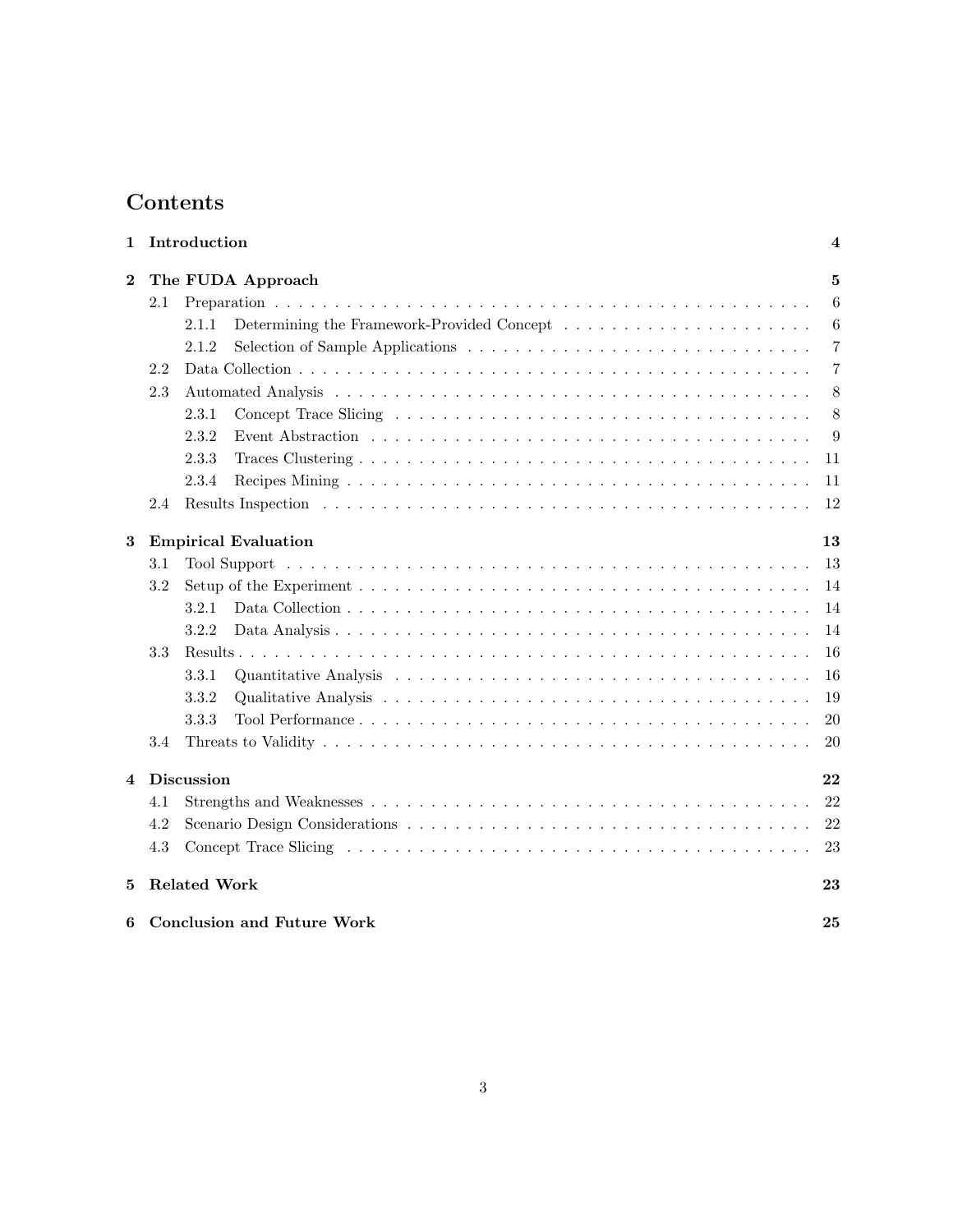# Contents

**1 Introduction** — 4

**2 The FUDA Approach** — 5

- 2.1 Preparation — 6
  - 2.1.1 Determining the Framework-Provided Concept — 6
  - 2.1.2 Selection of Sample Applications — 7
- 2.2 Data Collection — 7
- 2.3 Automated Analysis — 8
  - 2.3.1 Concept Trace Slicing — 8
  - 2.3.2 Event Abstraction — 9
  - 2.3.3 Traces Clustering — 11
  - 2.3.4 Recipes Mining — 11
- 2.4 Results Inspection — 12

**3 Empirical Evaluation** — 13

- 3.1 Tool Support — 13
- 3.2 Setup of the Experiment — 14
  - 3.2.1 Data Collection — 14
  - 3.2.2 Data Analysis — 14
- 3.3 Results — 16
  - 3.3.1 Quantitative Analysis — 16
  - 3.3.2 Qualitative Analysis — 19
  - 3.3.3 Tool Performance — 20
- 3.4 Threats to Validity — 20

**4 Discussion** — 22

- 4.1 Strengths and Weaknesses — 22
- 4.2 Scenario Design Considerations — 22
- 4.3 Concept Trace Slicing — 23

**5 Related Work** — 23

**6 Conclusion and Future Work** — 25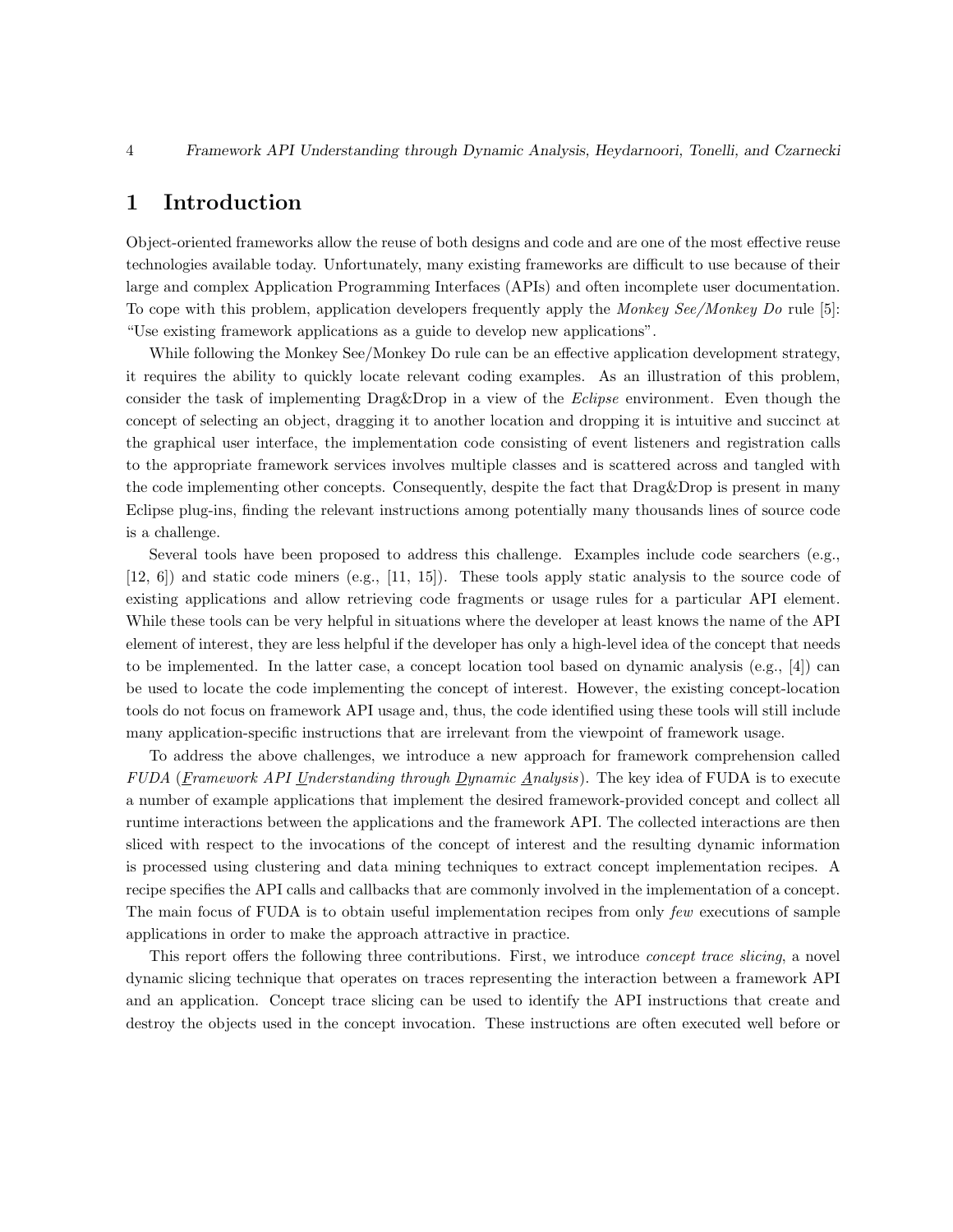# 1 Introduction

Object-oriented frameworks allow the reuse of both designs and code and are one of the most effective reuse technologies available today. Unfortunately, many existing frameworks are difficult to use because of their large and complex Application Programming Interfaces (APIs) and often incomplete user documentation. To cope with this problem, application developers frequently apply the *Monkey See/Monkey Do* rule [5]: "Use existing framework applications as a guide to develop new applications".

While following the Monkey See/Monkey Do rule can be an effective application development strategy, it requires the ability to quickly locate relevant coding examples. As an illustration of this problem, consider the task of implementing Drag&Drop in a view of the *Eclipse* environment. Even though the concept of selecting an object, dragging it to another location and dropping it is intuitive and succinct at the graphical user interface, the implementation code consisting of event listeners and registration calls to the appropriate framework services involves multiple classes and is scattered across and tangled with the code implementing other concepts. Consequently, despite the fact that Drag&Drop is present in many Eclipse plug-ins, finding the relevant instructions among potentially many thousands lines of source code is a challenge.

Several tools have been proposed to address this challenge. Examples include code searchers (e.g., [12, 6]) and static code miners (e.g., [11, 15]). These tools apply static analysis to the source code of existing applications and allow retrieving code fragments or usage rules for a particular API element. While these tools can be very helpful in situations where the developer at least knows the name of the API element of interest, they are less helpful if the developer has only a high-level idea of the concept that needs to be implemented. In the latter case, a concept location tool based on dynamic analysis (e.g., [4]) can be used to locate the code implementing the concept of interest. However, the existing concept-location tools do not focus on framework API usage and, thus, the code identified using these tools will still include many application-specific instructions that are irrelevant from the viewpoint of framework usage.

To address the above challenges, we introduce a new approach for framework comprehension called *FUDA* (*Framework API Understanding through Dynamic Analysis*). The key idea of FUDA is to execute a number of example applications that implement the desired framework-provided concept and collect all runtime interactions between the applications and the framework API. The collected interactions are then sliced with respect to the invocations of the concept of interest and the resulting dynamic information is processed using clustering and data mining techniques to extract concept implementation recipes. A recipe specifies the API calls and callbacks that are commonly involved in the implementation of a concept. The main focus of FUDA is to obtain useful implementation recipes from only *few* executions of sample applications in order to make the approach attractive in practice.

This report offers the following three contributions. First, we introduce *concept trace slicing*, a novel dynamic slicing technique that operates on traces representing the interaction between a framework API and an application. Concept trace slicing can be used to identify the API instructions that create and destroy the objects used in the concept invocation. These instructions are often executed well before or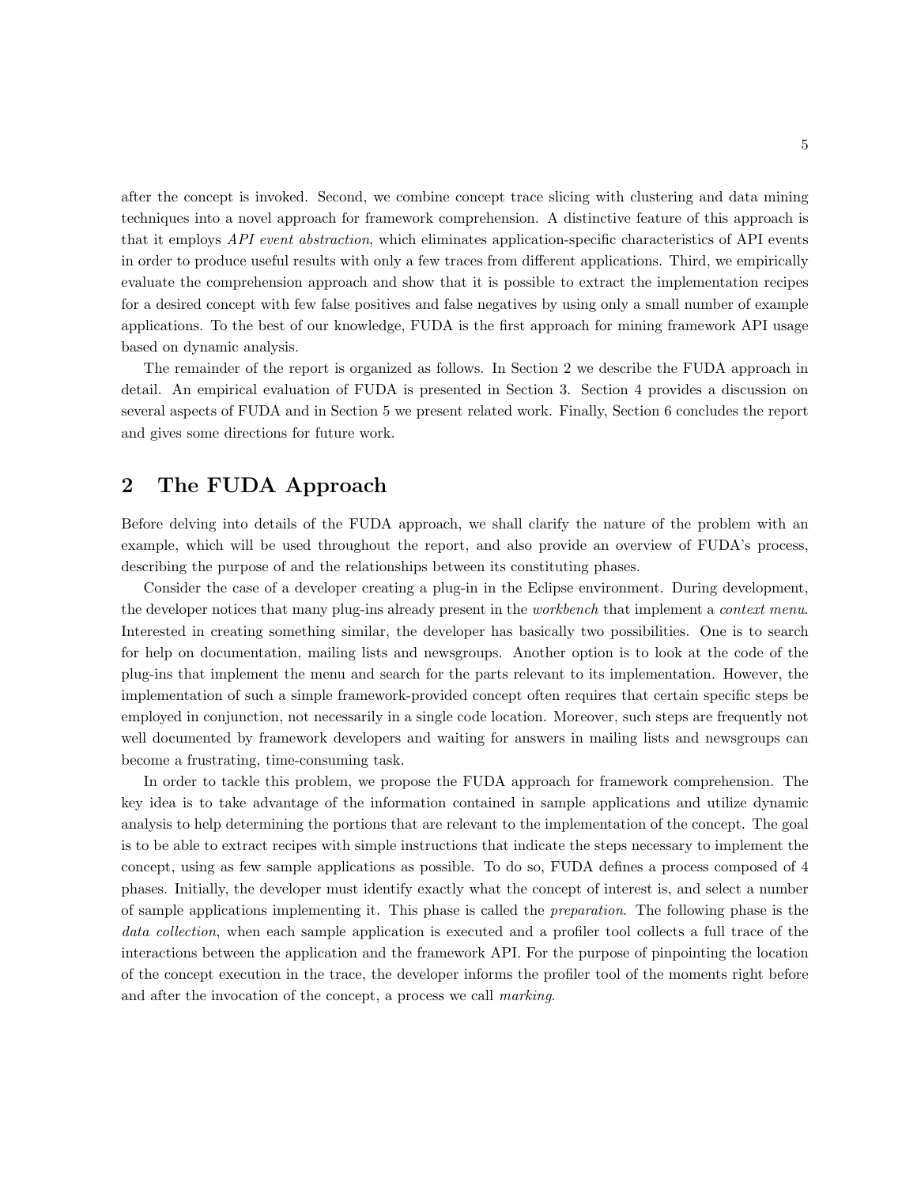after the concept is invoked. Second, we combine concept trace slicing with clustering and data mining techniques into a novel approach for framework comprehension. A distinctive feature of this approach is that it employs *API event abstraction*, which eliminates application-specific characteristics of API events in order to produce useful results with only a few traces from different applications. Third, we empirically evaluate the comprehension approach and show that it is possible to extract the implementation recipes for a desired concept with few false positives and false negatives by using only a small number of example applications. To the best of our knowledge, FUDA is the first approach for mining framework API usage based on dynamic analysis.

The remainder of the report is organized as follows. In Section 2 we describe the FUDA approach in detail. An empirical evaluation of FUDA is presented in Section 3. Section 4 provides a discussion on several aspects of FUDA and in Section 5 we present related work. Finally, Section 6 concludes the report and gives some directions for future work.

## 2 The FUDA Approach

Before delving into details of the FUDA approach, we shall clarify the nature of the problem with an example, which will be used throughout the report, and also provide an overview of FUDA's process, describing the purpose of and the relationships between its constituting phases.

Consider the case of a developer creating a plug-in in the Eclipse environment. During development, the developer notices that many plug-ins already present in the *workbench* that implement a *context menu*. Interested in creating something similar, the developer has basically two possibilities. One is to search for help on documentation, mailing lists and newsgroups. Another option is to look at the code of the plug-ins that implement the menu and search for the parts relevant to its implementation. However, the implementation of such a simple framework-provided concept often requires that certain specific steps be employed in conjunction, not necessarily in a single code location. Moreover, such steps are frequently not well documented by framework developers and waiting for answers in mailing lists and newsgroups can become a frustrating, time-consuming task.

In order to tackle this problem, we propose the FUDA approach for framework comprehension. The key idea is to take advantage of the information contained in sample applications and utilize dynamic analysis to help determining the portions that are relevant to the implementation of the concept. The goal is to be able to extract recipes with simple instructions that indicate the steps necessary to implement the concept, using as few sample applications as possible. To do so, FUDA defines a process composed of 4 phases. Initially, the developer must identify exactly what the concept of interest is, and select a number of sample applications implementing it. This phase is called the *preparation*. The following phase is the *data collection*, when each sample application is executed and a profiler tool collects a full trace of the interactions between the application and the framework API. For the purpose of pinpointing the location of the concept execution in the trace, the developer informs the profiler tool of the moments right before and after the invocation of the concept, a process we call *marking*.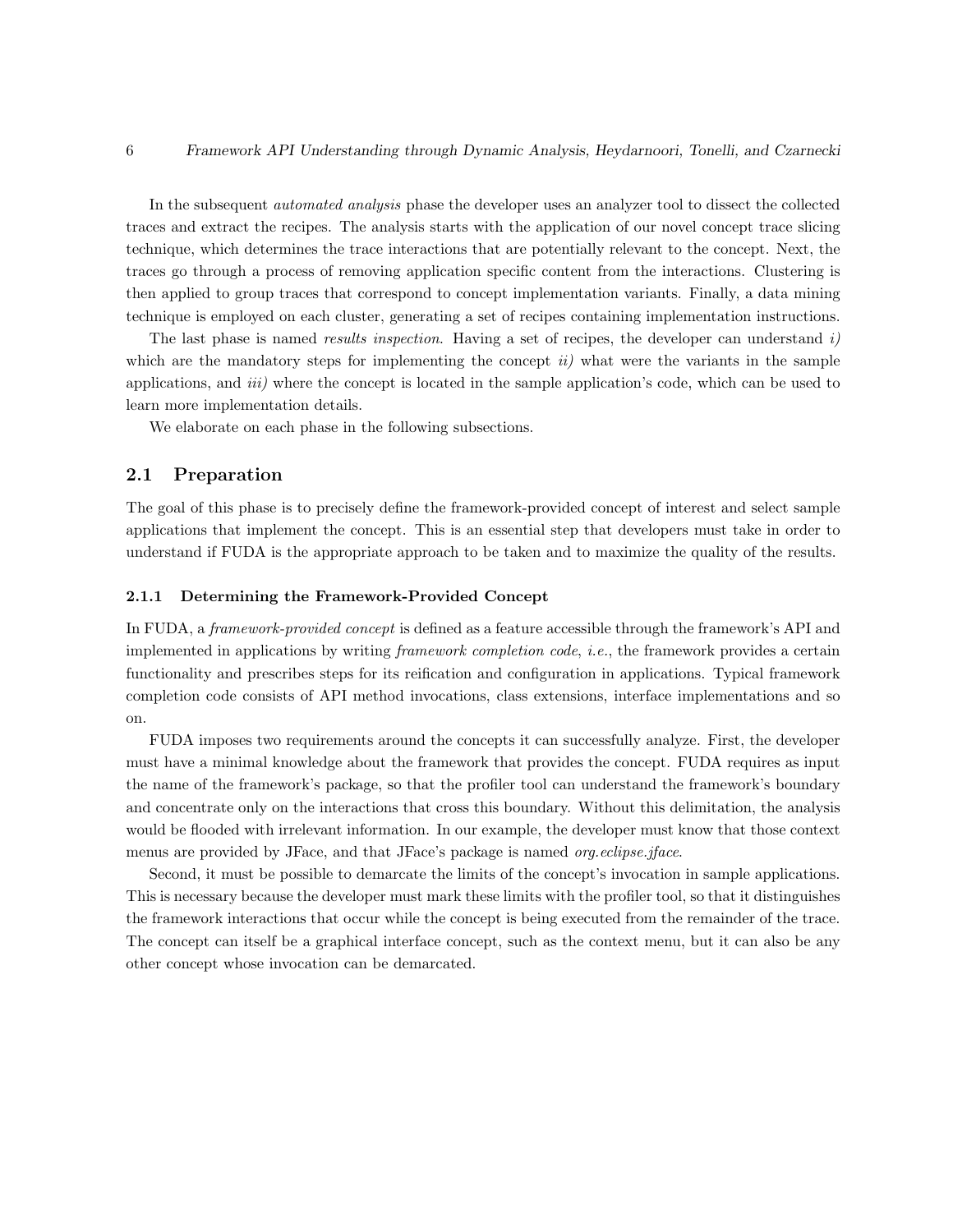In the subsequent *automated analysis* phase the developer uses an analyzer tool to dissect the collected traces and extract the recipes. The analysis starts with the application of our novel concept trace slicing technique, which determines the trace interactions that are potentially relevant to the concept. Next, the traces go through a process of removing application specific content from the interactions. Clustering is then applied to group traces that correspond to concept implementation variants. Finally, a data mining technique is employed on each cluster, generating a set of recipes containing implementation instructions.

The last phase is named *results inspection*. Having a set of recipes, the developer can understand *i)* which are the mandatory steps for implementing the concept *ii)* what were the variants in the sample applications, and *iii)* where the concept is located in the sample application's code, which can be used to learn more implementation details.

We elaborate on each phase in the following subsections.

## 2.1 Preparation

The goal of this phase is to precisely define the framework-provided concept of interest and select sample applications that implement the concept. This is an essential step that developers must take in order to understand if FUDA is the appropriate approach to be taken and to maximize the quality of the results.

### 2.1.1 Determining the Framework-Provided Concept

In FUDA, a *framework-provided concept* is defined as a feature accessible through the framework's API and implemented in applications by writing *framework completion code*, *i.e.*, the framework provides a certain functionality and prescribes steps for its reification and configuration in applications. Typical framework completion code consists of API method invocations, class extensions, interface implementations and so on.

FUDA imposes two requirements around the concepts it can successfully analyze. First, the developer must have a minimal knowledge about the framework that provides the concept. FUDA requires as input the name of the framework's package, so that the profiler tool can understand the framework's boundary and concentrate only on the interactions that cross this boundary. Without this delimitation, the analysis would be flooded with irrelevant information. In our example, the developer must know that those context menus are provided by JFace, and that JFace's package is named *org.eclipse.jface*.

Second, it must be possible to demarcate the limits of the concept's invocation in sample applications. This is necessary because the developer must mark these limits with the profiler tool, so that it distinguishes the framework interactions that occur while the concept is being executed from the remainder of the trace. The concept can itself be a graphical interface concept, such as the context menu, but it can also be any other concept whose invocation can be demarcated.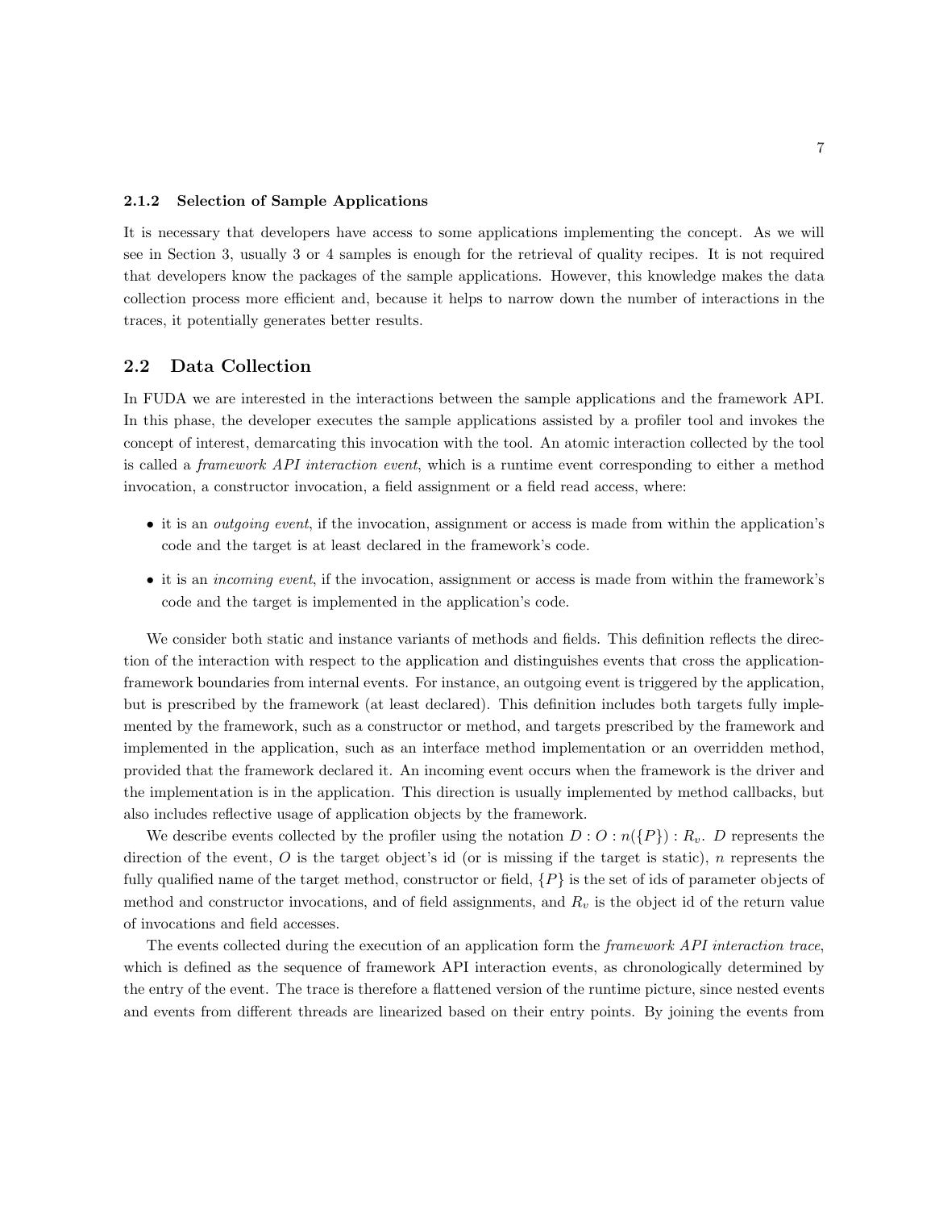### 2.1.2 Selection of Sample Applications

It is necessary that developers have access to some applications implementing the concept. As we will see in Section 3, usually 3 or 4 samples is enough for the retrieval of quality recipes. It is not required that developers know the packages of the sample applications. However, this knowledge makes the data collection process more efficient and, because it helps to narrow down the number of interactions in the traces, it potentially generates better results.

## 2.2 Data Collection

In FUDA we are interested in the interactions between the sample applications and the framework API. In this phase, the developer executes the sample applications assisted by a profiler tool and invokes the concept of interest, demarcating this invocation with the tool. An atomic interaction collected by the tool is called a *framework API interaction event*, which is a runtime event corresponding to either a method invocation, a constructor invocation, a field assignment or a field read access, where:

- it is an *outgoing event*, if the invocation, assignment or access is made from within the application's code and the target is at least declared in the framework's code.
- it is an *incoming event*, if the invocation, assignment or access is made from within the framework's code and the target is implemented in the application's code.

We consider both static and instance variants of methods and fields. This definition reflects the direction of the interaction with respect to the application and distinguishes events that cross the application-framework boundaries from internal events. For instance, an outgoing event is triggered by the application, but is prescribed by the framework (at least declared). This definition includes both targets fully implemented by the framework, such as a constructor or method, and targets prescribed by the framework and implemented in the application, such as an interface method implementation or an overridden method, provided that the framework declared it. An incoming event occurs when the framework is the driver and the implementation is in the application. This direction is usually implemented by method callbacks, but also includes reflective usage of application objects by the framework.

We describe events collected by the profiler using the notation $D : O : n(\{P\}) : R_v$. $D$ represents the direction of the event, $O$ is the target object's id (or is missing if the target is static), $n$ represents the fully qualified name of the target method, constructor or field, $\{P\}$ is the set of ids of parameter objects of method and constructor invocations, and of field assignments, and $R_v$ is the object id of the return value of invocations and field accesses.

The events collected during the execution of an application form the *framework API interaction trace*, which is defined as the sequence of framework API interaction events, as chronologically determined by the entry of the event. The trace is therefore a flattened version of the runtime picture, since nested events and events from different threads are linearized based on their entry points. By joining the events from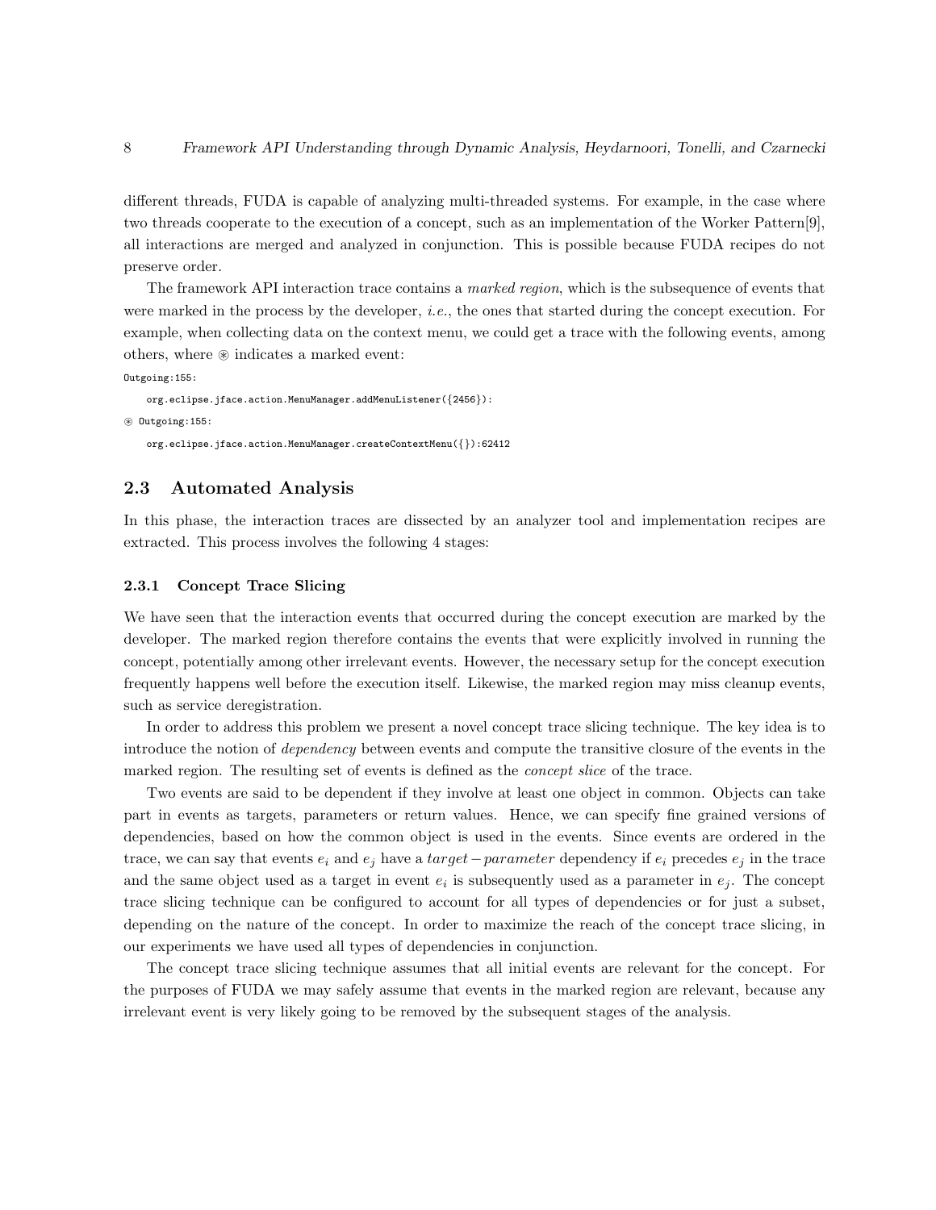different threads, FUDA is capable of analyzing multi-threaded systems. For example, in the case where two threads cooperate to the execution of a concept, such as an implementation of the Worker Pattern[9], all interactions are merged and analyzed in conjunction. This is possible because FUDA recipes do not preserve order.

The framework API interaction trace contains a *marked region*, which is the subsequence of events that were marked in the process by the developer, *i.e.*, the ones that started during the concept execution. For example, when collecting data on the context menu, we could get a trace with the following events, among others, where ⊛ indicates a marked event:

```
Outgoing:155:
    org.eclipse.jface.action.MenuManager.addMenuListener({2456}):
⊛ Outgoing:155:
    org.eclipse.jface.action.MenuManager.createContextMenu({}):62412
```

## 2.3 Automated Analysis

In this phase, the interaction traces are dissected by an analyzer tool and implementation recipes are extracted. This process involves the following 4 stages:

### 2.3.1 Concept Trace Slicing

We have seen that the interaction events that occurred during the concept execution are marked by the developer. The marked region therefore contains the events that were explicitly involved in running the concept, potentially among other irrelevant events. However, the necessary setup for the concept execution frequently happens well before the execution itself. Likewise, the marked region may miss cleanup events, such as service deregistration.

In order to address this problem we present a novel concept trace slicing technique. The key idea is to introduce the notion of *dependency* between events and compute the transitive closure of the events in the marked region. The resulting set of events is defined as the *concept slice* of the trace.

Two events are said to be dependent if they involve at least one object in common. Objects can take part in events as targets, parameters or return values. Hence, we can specify fine grained versions of dependencies, based on how the common object is used in the events. Since events are ordered in the trace, we can say that events $e_i$ and $e_j$ have a $target-parameter$ dependency if $e_i$ precedes $e_j$ in the trace and the same object used as a target in event $e_i$ is subsequently used as a parameter in $e_j$. The concept trace slicing technique can be configured to account for all types of dependencies or for just a subset, depending on the nature of the concept. In order to maximize the reach of the concept trace slicing, in our experiments we have used all types of dependencies in conjunction.

The concept trace slicing technique assumes that all initial events are relevant for the concept. For the purposes of FUDA we may safely assume that events in the marked region are relevant, because any irrelevant event is very likely going to be removed by the subsequent stages of the analysis.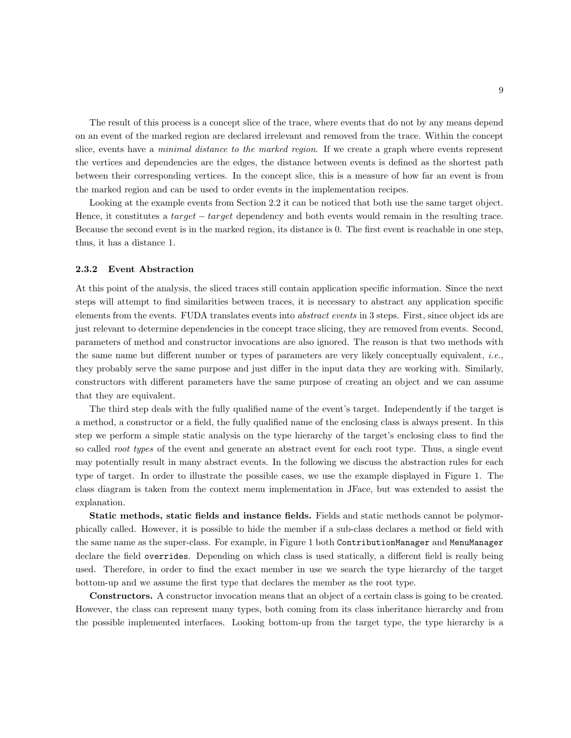The result of this process is a concept slice of the trace, where events that do not by any means depend on an event of the marked region are declared irrelevant and removed from the trace. Within the concept slice, events have a *minimal distance to the marked region*. If we create a graph where events represent the vertices and dependencies are the edges, the distance between events is defined as the shortest path between their corresponding vertices. In the concept slice, this is a measure of how far an event is from the marked region and can be used to order events in the implementation recipes.

Looking at the example events from Section 2.2 it can be noticed that both use the same target object. Hence, it constitutes a $target - target$ dependency and both events would remain in the resulting trace. Because the second event is in the marked region, its distance is 0. The first event is reachable in one step, thus, it has a distance 1.

### 2.3.2 Event Abstraction

At this point of the analysis, the sliced traces still contain application specific information. Since the next steps will attempt to find similarities between traces, it is necessary to abstract any application specific elements from the events. FUDA translates events into *abstract events* in 3 steps. First, since object ids are just relevant to determine dependencies in the concept trace slicing, they are removed from events. Second, parameters of method and constructor invocations are also ignored. The reason is that two methods with the same name but different number or types of parameters are very likely conceptually equivalent, *i.e.*, they probably serve the same purpose and just differ in the input data they are working with. Similarly, constructors with different parameters have the same purpose of creating an object and we can assume that they are equivalent.

The third step deals with the fully qualified name of the event's target. Independently if the target is a method, a constructor or a field, the fully qualified name of the enclosing class is always present. In this step we perform a simple static analysis on the type hierarchy of the target's enclosing class to find the so called *root types* of the event and generate an abstract event for each root type. Thus, a single event may potentially result in many abstract events. In the following we discuss the abstraction rules for each type of target. In order to illustrate the possible cases, we use the example displayed in Figure 1. The class diagram is taken from the context menu implementation in JFace, but was extended to assist the explanation.

**Static methods, static fields and instance fields.** Fields and static methods cannot be polymorphically called. However, it is possible to hide the member if a sub-class declares a method or field with the same name as the super-class. For example, in Figure 1 both `ContributionManager` and `MenuManager` declare the field `overrides`. Depending on which class is used statically, a different field is really being used. Therefore, in order to find the exact member in use we search the type hierarchy of the target bottom-up and we assume the first type that declares the member as the root type.

**Constructors.** A constructor invocation means that an object of a certain class is going to be created. However, the class can represent many types, both coming from its class inheritance hierarchy and from the possible implemented interfaces. Looking bottom-up from the target type, the type hierarchy is a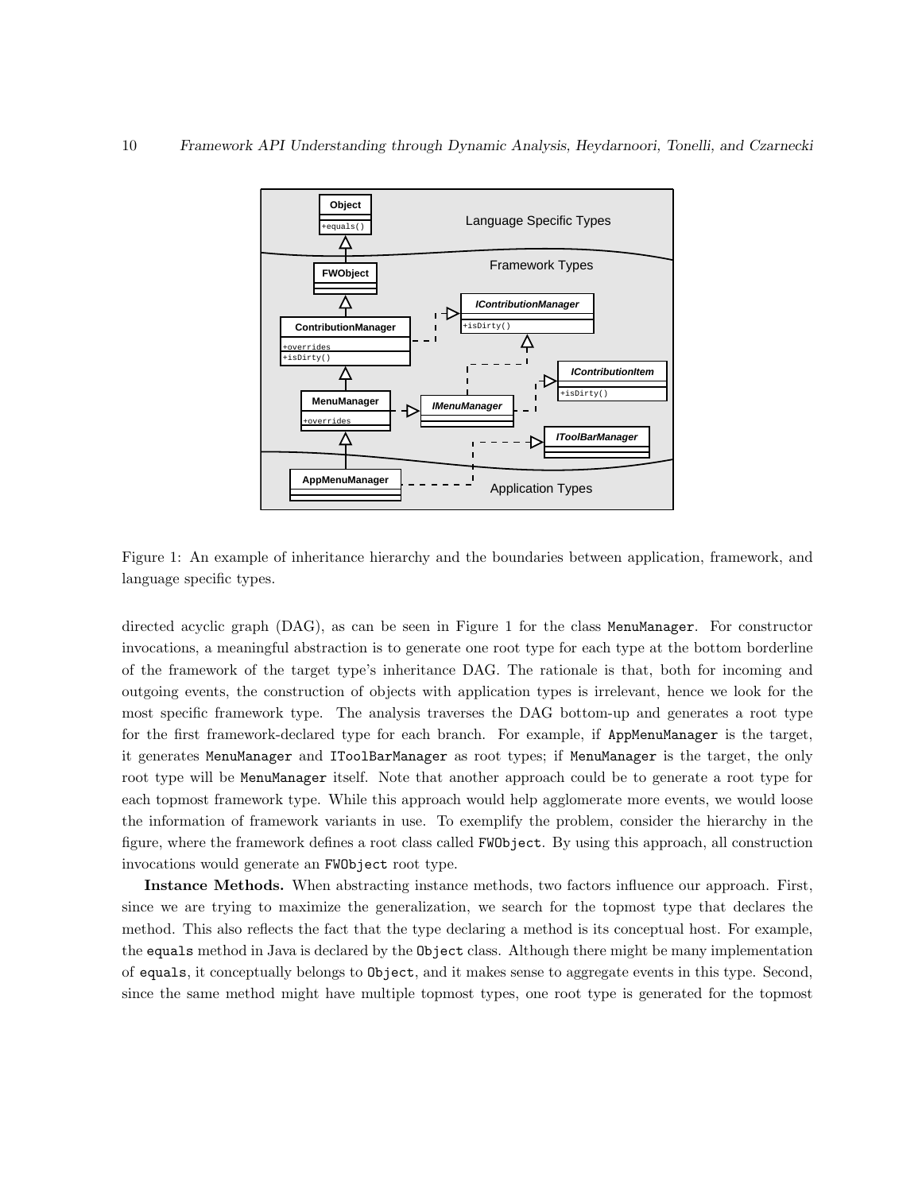Figure 1: An example of inheritance hierarchy and the boundaries between application, framework, and language specific types.

directed acyclic graph (DAG), as can be seen in Figure 1 for the class `MenuManager`. For constructor invocations, a meaningful abstraction is to generate one root type for each type at the bottom borderline of the framework of the target type's inheritance DAG. The rationale is that, both for incoming and outgoing events, the construction of objects with application types is irrelevant, hence we look for the most specific framework type. The analysis traverses the DAG bottom-up and generates a root type for the first framework-declared type for each branch. For example, if `AppMenuManager` is the target, it generates `MenuManager` and `IToolBarManager` as root types; if `MenuManager` is the target, the only root type will be `MenuManager` itself. Note that another approach could be to generate a root type for each topmost framework type. While this approach would help agglomerate more events, we would loose the information of framework variants in use. To exemplify the problem, consider the hierarchy in the figure, where the framework defines a root class called `FWObject`. By using this approach, all construction invocations would generate an `FWObject` root type.

**Instance Methods.** When abstracting instance methods, two factors influence our approach. First, since we are trying to maximize the generalization, we search for the topmost type that declares the method. This also reflects the fact that the type declaring a method is its conceptual host. For example, the `equals` method in Java is declared by the `Object` class. Although there might be many implementation of `equals`, it conceptually belongs to `Object`, and it makes sense to aggregate events in this type. Second, since the same method might have multiple topmost types, one root type is generated for the topmost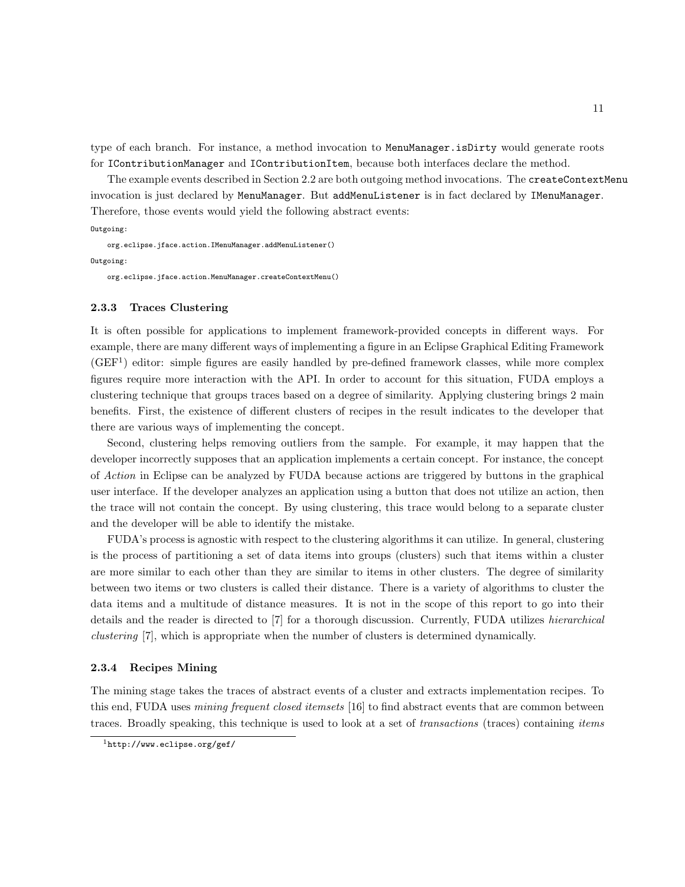type of each branch. For instance, a method invocation to `MenuManager.isDirty` would generate roots for `IContributionManager` and `IContributionItem`, because both interfaces declare the method.

The example events described in Section 2.2 are both outgoing method invocations. The `createContextMenu` invocation is just declared by `MenuManager`. But `addMenuListener` is in fact declared by `IMenuManager`. Therefore, those events would yield the following abstract events:

```
Outgoing:
    org.eclipse.jface.action.IMenuManager.addMenuListener()
Outgoing:
    org.eclipse.jface.action.MenuManager.createContextMenu()
```

#### 2.3.3 Traces Clustering

It is often possible for applications to implement framework-provided concepts in different ways. For example, there are many different ways of implementing a figure in an Eclipse Graphical Editing Framework (GEF[1]) editor: simple figures are easily handled by pre-defined framework classes, while more complex figures require more interaction with the API. In order to account for this situation, FUDA employs a clustering technique that groups traces based on a degree of similarity. Applying clustering brings 2 main benefits. First, the existence of different clusters of recipes in the result indicates to the developer that there are various ways of implementing the concept.

Second, clustering helps removing outliers from the sample. For example, it may happen that the developer incorrectly supposes that an application implements a certain concept. For instance, the concept of *Action* in Eclipse can be analyzed by FUDA because actions are triggered by buttons in the graphical user interface. If the developer analyzes an application using a button that does not utilize an action, then the trace will not contain the concept. By using clustering, this trace would belong to a separate cluster and the developer will be able to identify the mistake.

FUDA's process is agnostic with respect to the clustering algorithms it can utilize. In general, clustering is the process of partitioning a set of data items into groups (clusters) such that items within a cluster are more similar to each other than they are similar to items in other clusters. The degree of similarity between two items or two clusters is called their distance. There is a variety of algorithms to cluster the data items and a multitude of distance measures. It is not in the scope of this report to go into their details and the reader is directed to [7] for a thorough discussion. Currently, FUDA utilizes *hierarchical clustering* [7], which is appropriate when the number of clusters is determined dynamically.

#### 2.3.4 Recipes Mining

The mining stage takes the traces of abstract events of a cluster and extracts implementation recipes. To this end, FUDA uses *mining frequent closed itemsets* [16] to find abstract events that are common between traces. Broadly speaking, this technique is used to look at a set of *transactions* (traces) containing *items*

[1] `http://www.eclipse.org/gef/`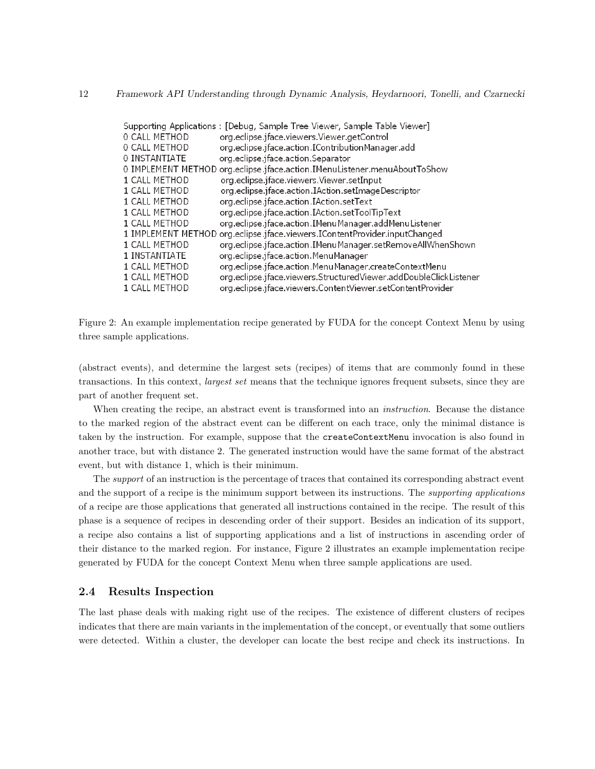```
Supporting Applications : [Debug, Sample Tree Viewer, Sample Table Viewer]
0 CALL METHOD       org.eclipse.jface.viewers.Viewer.getControl
0 CALL METHOD       org.eclipse.jface.action.IContributionManager.add
0 INSTANTIATE       org.eclipse.jface.action.Separator
0 IMPLEMENT METHOD  org.eclipse.jface.action.IMenuListener.menuAboutToShow
1 CALL METHOD       org.eclipse.jface.viewers.Viewer.setInput
1 CALL METHOD       org.eclipse.jface.action.IAction.setImageDescriptor
1 CALL METHOD       org.eclipse.jface.action.IAction.setText
1 CALL METHOD       org.eclipse.jface.action.IAction.setToolTipText
1 CALL METHOD       org.eclipse.jface.action.IMenuManager.addMenuListener
1 IMPLEMENT METHOD  org.eclipse.jface.viewers.IContentProvider.inputChanged
1 CALL METHOD       org.eclipse.jface.action.IMenuManager.setRemoveAllWhenShown
1 INSTANTIATE       org.eclipse.jface.action.MenuManager
1 CALL METHOD       org.eclipse.jface.action.MenuManager.createContextMenu
1 CALL METHOD       org.eclipse.jface.viewers.StructuredViewer.addDoubleClickListener
1 CALL METHOD       org.eclipse.jface.viewers.ContentViewer.setContentProvider
```

Figure 2: An example implementation recipe generated by FUDA for the concept Context Menu by using three sample applications.

(abstract events), and determine the largest sets (recipes) of items that are commonly found in these transactions. In this context, *largest set* means that the technique ignores frequent subsets, since they are part of another frequent set.

When creating the recipe, an abstract event is transformed into an *instruction*. Because the distance to the marked region of the abstract event can be different on each trace, only the minimal distance is taken by the instruction. For example, suppose that the `createContextMenu` invocation is also found in another trace, but with distance 2. The generated instruction would have the same format of the abstract event, but with distance 1, which is their minimum.

The *support* of an instruction is the percentage of traces that contained its corresponding abstract event and the support of a recipe is the minimum support between its instructions. The *supporting applications* of a recipe are those applications that generated all instructions contained in the recipe. The result of this phase is a sequence of recipes in descending order of their support. Besides an indication of its support, a recipe also contains a list of supporting applications and a list of instructions in ascending order of their distance to the marked region. For instance, Figure 2 illustrates an example implementation recipe generated by FUDA for the concept Context Menu when three sample applications are used.

### 2.4 Results Inspection

The last phase deals with making right use of the recipes. The existence of different clusters of recipes indicates that there are main variants in the implementation of the concept, or eventually that some outliers were detected. Within a cluster, the developer can locate the best recipe and check its instructions. In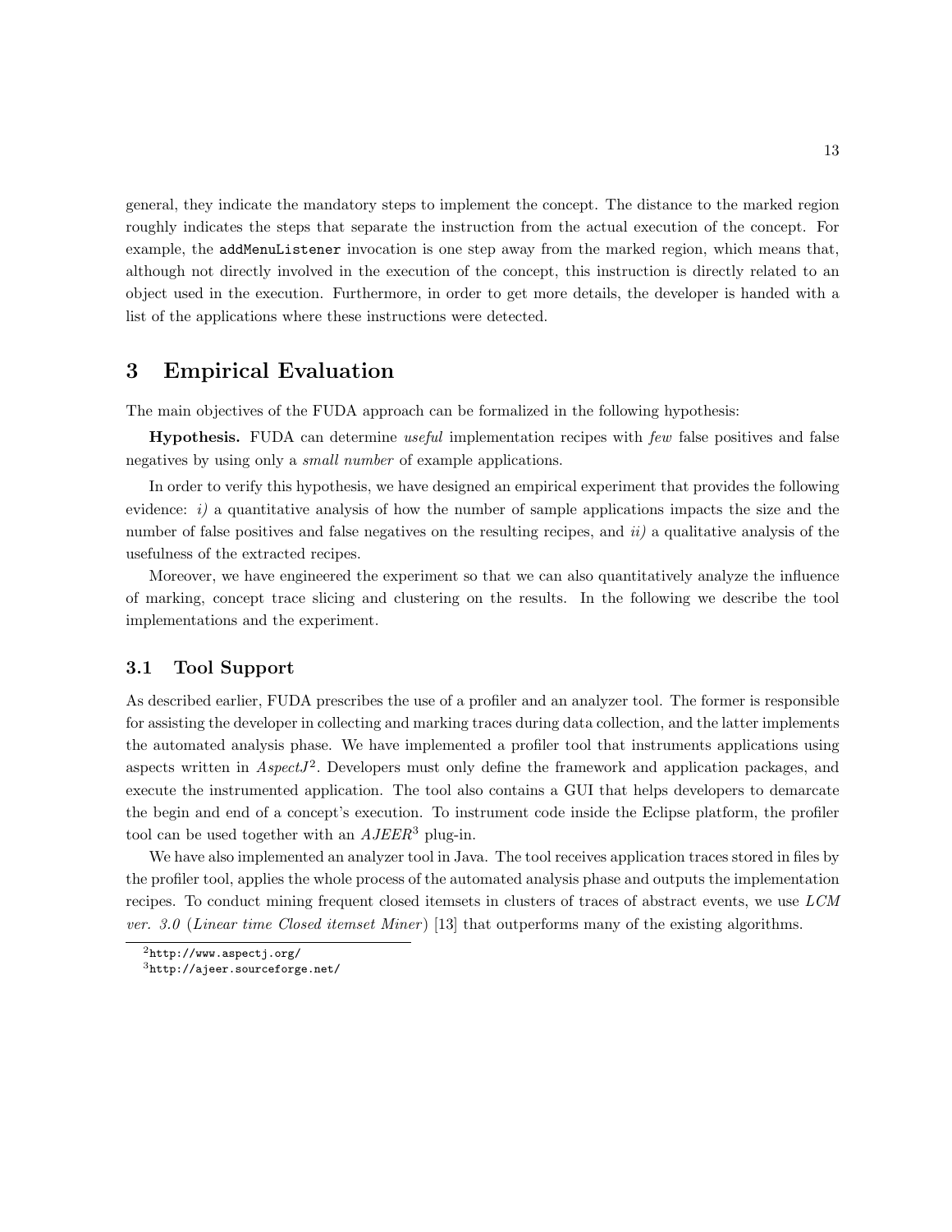general, they indicate the mandatory steps to implement the concept. The distance to the marked region roughly indicates the steps that separate the instruction from the actual execution of the concept. For example, the `addMenuListener` invocation is one step away from the marked region, which means that, although not directly involved in the execution of the concept, this instruction is directly related to an object used in the execution. Furthermore, in order to get more details, the developer is handed with a list of the applications where these instructions were detected.

# 3 Empirical Evaluation

The main objectives of the FUDA approach can be formalized in the following hypothesis:

**Hypothesis.** FUDA can determine *useful* implementation recipes with *few* false positives and false negatives by using only a *small number* of example applications.

In order to verify this hypothesis, we have designed an empirical experiment that provides the following evidence: *i)* a quantitative analysis of how the number of sample applications impacts the size and the number of false positives and false negatives on the resulting recipes, and *ii)* a qualitative analysis of the usefulness of the extracted recipes.

Moreover, we have engineered the experiment so that we can also quantitatively analyze the influence of marking, concept trace slicing and clustering on the results. In the following we describe the tool implementations and the experiment.

## 3.1 Tool Support

As described earlier, FUDA prescribes the use of a profiler and an analyzer tool. The former is responsible for assisting the developer in collecting and marking traces during data collection, and the latter implements the automated analysis phase. We have implemented a profiler tool that instruments applications using aspects written in *AspectJ*[2]. Developers must only define the framework and application packages, and execute the instrumented application. The tool also contains a GUI that helps developers to demarcate the begin and end of a concept's execution. To instrument code inside the Eclipse platform, the profiler tool can be used together with an *AJEER*[3] plug-in.

We have also implemented an analyzer tool in Java. The tool receives application traces stored in files by the profiler tool, applies the whole process of the automated analysis phase and outputs the implementation recipes. To conduct mining frequent closed itemsets in clusters of traces of abstract events, we use *LCM ver. 3.0* (*Linear time Closed itemset Miner*) [13] that outperforms many of the existing algorithms.

[2]http://www.aspectj.org/

[3]http://ajeer.sourceforge.net/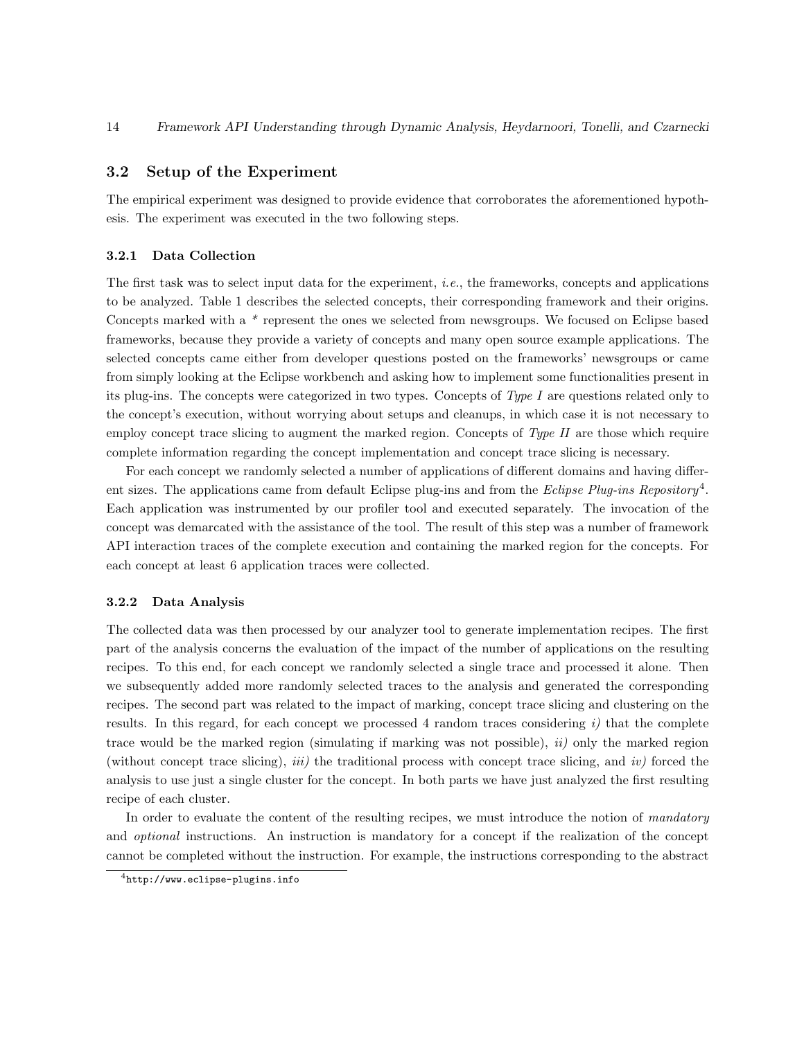## 3.2 Setup of the Experiment

The empirical experiment was designed to provide evidence that corroborates the aforementioned hypothesis. The experiment was executed in the two following steps.

### 3.2.1 Data Collection

The first task was to select input data for the experiment, *i.e.*, the frameworks, concepts and applications to be analyzed. Table 1 describes the selected concepts, their corresponding framework and their origins. Concepts marked with a * represent the ones we selected from newsgroups. We focused on Eclipse based frameworks, because they provide a variety of concepts and many open source example applications. The selected concepts came either from developer questions posted on the frameworks' newsgroups or came from simply looking at the Eclipse workbench and asking how to implement some functionalities present in its plug-ins. The concepts were categorized in two types. Concepts of *Type I* are questions related only to the concept's execution, without worrying about setups and cleanups, in which case it is not necessary to employ concept trace slicing to augment the marked region. Concepts of *Type II* are those which require complete information regarding the concept implementation and concept trace slicing is necessary.

For each concept we randomly selected a number of applications of different domains and having different sizes. The applications came from default Eclipse plug-ins and from the *Eclipse Plug-ins Repository*[4]. Each application was instrumented by our profiler tool and executed separately. The invocation of the concept was demarcated with the assistance of the tool. The result of this step was a number of framework API interaction traces of the complete execution and containing the marked region for the concepts. For each concept at least 6 application traces were collected.

### 3.2.2 Data Analysis

The collected data was then processed by our analyzer tool to generate implementation recipes. The first part of the analysis concerns the evaluation of the impact of the number of applications on the resulting recipes. To this end, for each concept we randomly selected a single trace and processed it alone. Then we subsequently added more randomly selected traces to the analysis and generated the corresponding recipes. The second part was related to the impact of marking, concept trace slicing and clustering on the results. In this regard, for each concept we processed 4 random traces considering *i)* that the complete trace would be the marked region (simulating if marking was not possible), *ii)* only the marked region (without concept trace slicing), *iii)* the traditional process with concept trace slicing, and *iv)* forced the analysis to use just a single cluster for the concept. In both parts we have just analyzed the first resulting recipe of each cluster.

In order to evaluate the content of the resulting recipes, we must introduce the notion of *mandatory* and *optional* instructions. An instruction is mandatory for a concept if the realization of the concept cannot be completed without the instruction. For example, the instructions corresponding to the abstract

[4] `http://www.eclipse-plugins.info`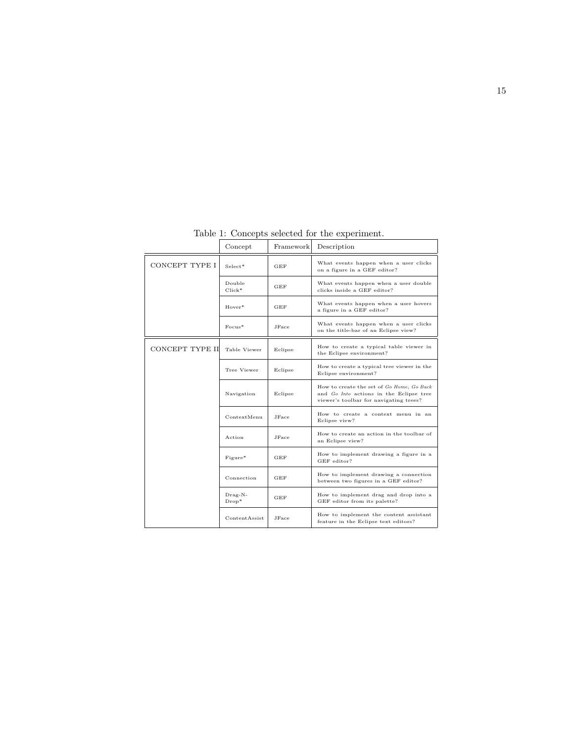Table 1: Concepts selected for the experiment.

| | Concept | Framework | Description |
|---|---|---|---|
| CONCEPT TYPE I | Select* | GEF | What events happen when a user clicks on a figure in a GEF editor? |
| | Double Click* | GEF | What events happen when a user double clicks inside a GEF editor? |
| | Hover* | GEF | What events happen when a user hovers a figure in a GEF editor? |
| | Focus* | JFace | What events happen when a user clicks on the title-bar of an Eclipse view? |
| CONCEPT TYPE II | Table Viewer | Eclipse | How to create a typical table viewer in the Eclipse environment? |
| | Tree Viewer | Eclipse | How to create a typical tree viewer in the Eclipse environment? |
| | Navigation | Eclipse | How to create the set of *Go Home*, *Go Back* and *Go Into* actions in the Eclipse tree viewer's toolbar for navigating trees? |
| | ContextMenu | JFace | How to create a context menu in an Eclipse view? |
| | Action | JFace | How to create an action in the toolbar of an Eclipse view? |
| | Figure* | GEF | How to implement drawing a figure in a GEF editor? |
| | Connection | GEF | How to implement drawing a connection between two figures in a GEF editor? |
| | Drag-N-Drop* | GEF | How to implement drag and drop into a GEF editor from its palette? |
| | ContentAssist | JFace | How to implement the content assistant feature in the Eclipse text editors? |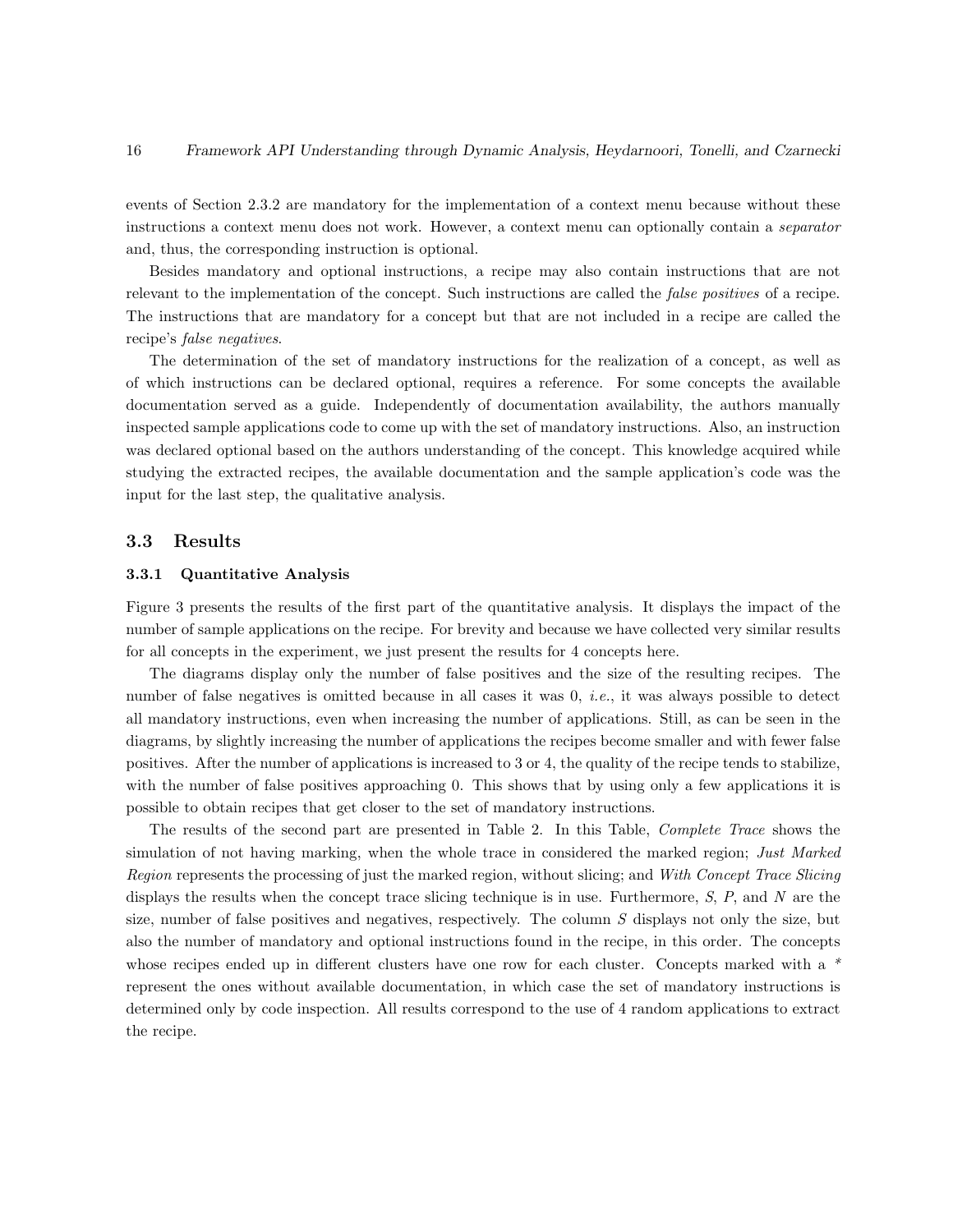events of Section 2.3.2 are mandatory for the implementation of a context menu because without these instructions a context menu does not work. However, a context menu can optionally contain a *separator* and, thus, the corresponding instruction is optional.

Besides mandatory and optional instructions, a recipe may also contain instructions that are not relevant to the implementation of the concept. Such instructions are called the *false positives* of a recipe. The instructions that are mandatory for a concept but that are not included in a recipe are called the recipe's *false negatives*.

The determination of the set of mandatory instructions for the realization of a concept, as well as of which instructions can be declared optional, requires a reference. For some concepts the available documentation served as a guide. Independently of documentation availability, the authors manually inspected sample applications code to come up with the set of mandatory instructions. Also, an instruction was declared optional based on the authors understanding of the concept. This knowledge acquired while studying the extracted recipes, the available documentation and the sample application's code was the input for the last step, the qualitative analysis.

## 3.3 Results

### 3.3.1 Quantitative Analysis

Figure 3 presents the results of the first part of the quantitative analysis. It displays the impact of the number of sample applications on the recipe. For brevity and because we have collected very similar results for all concepts in the experiment, we just present the results for 4 concepts here.

The diagrams display only the number of false positives and the size of the resulting recipes. The number of false negatives is omitted because in all cases it was 0, *i.e.*, it was always possible to detect all mandatory instructions, even when increasing the number of applications. Still, as can be seen in the diagrams, by slightly increasing the number of applications the recipes become smaller and with fewer false positives. After the number of applications is increased to 3 or 4, the quality of the recipe tends to stabilize, with the number of false positives approaching 0. This shows that by using only a few applications it is possible to obtain recipes that get closer to the set of mandatory instructions.

The results of the second part are presented in Table 2. In this Table, *Complete Trace* shows the simulation of not having marking, when the whole trace in considered the marked region; *Just Marked Region* represents the processing of just the marked region, without slicing; and *With Concept Trace Slicing* displays the results when the concept trace slicing technique is in use. Furthermore, *S*, *P*, and *N* are the size, number of false positives and negatives, respectively. The column *S* displays not only the size, but also the number of mandatory and optional instructions found in the recipe, in this order. The concepts whose recipes ended up in different clusters have one row for each cluster. Concepts marked with a * represent the ones without available documentation, in which case the set of mandatory instructions is determined only by code inspection. All results correspond to the use of 4 random applications to extract the recipe.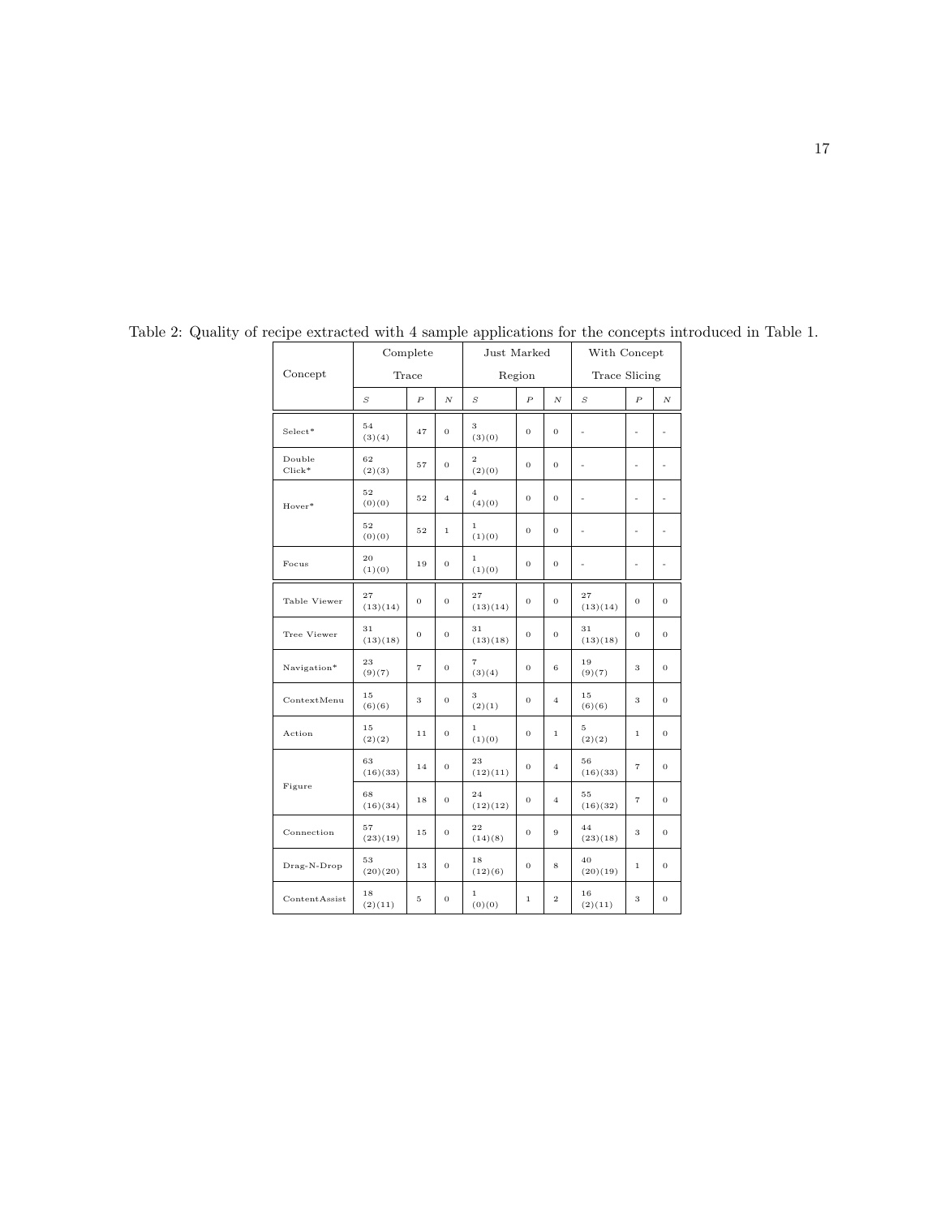Table 2: Quality of recipe extracted with 4 sample applications for the concepts introduced in Table 1.

| Concept | Complete Trace | | | Just Marked Region | | | With Concept Trace Slicing | | |
|---|---|---|---|---|---|---|---|---|---|
| | $S$ | $P$ | $N$ | $S$ | $P$ | $N$ | $S$ | $P$ | $N$ |
| Select* | 54 (3)(4) | 47 | 0 | 3 (3)(0) | 0 | 0 | - | - | - |
| Double Click* | 62 (2)(3) | 57 | 0 | 2 (2)(0) | 0 | 0 | - | - | - |
| Hover* | 52 (0)(0) | 52 | 4 | 4 (4)(0) | 0 | 0 | - | - | - |
| | 52 (0)(0) | 52 | 1 | 1 (1)(0) | 0 | 0 | - | - | - |
| Focus | 20 (1)(0) | 19 | 0 | 1 (1)(0) | 0 | 0 | - | - | - |
| Table Viewer | 27 (13)(14) | 0 | 0 | 27 (13)(14) | 0 | 0 | 27 (13)(14) | 0 | 0 |
| Tree Viewer | 31 (13)(18) | 0 | 0 | 31 (13)(18) | 0 | 0 | 31 (13)(18) | 0 | 0 |
| Navigation* | 23 (9)(7) | 7 | 0 | 7 (3)(4) | 0 | 6 | 19 (9)(7) | 3 | 0 |
| ContextMenu | 15 (6)(6) | 3 | 0 | 3 (2)(1) | 0 | 4 | 15 (6)(6) | 3 | 0 |
| Action | 15 (2)(2) | 11 | 0 | 1 (1)(0) | 0 | 1 | 5 (2)(2) | 1 | 0 |
| Figure | 63 (16)(33) | 14 | 0 | 23 (12)(11) | 0 | 4 | 56 (16)(33) | 7 | 0 |
| | 68 (16)(34) | 18 | 0 | 24 (12)(12) | 0 | 4 | 55 (16)(32) | 7 | 0 |
| Connection | 57 (23)(19) | 15 | 0 | 22 (14)(8) | 0 | 9 | 44 (23)(18) | 3 | 0 |
| Drag-N-Drop | 53 (20)(20) | 13 | 0 | 18 (12)(6) | 0 | 8 | 40 (20)(19) | 1 | 0 |
| ContentAssist | 18 (2)(11) | 5 | 0 | 1 (0)(0) | 1 | 2 | 16 (2)(11) | 3 | 0 |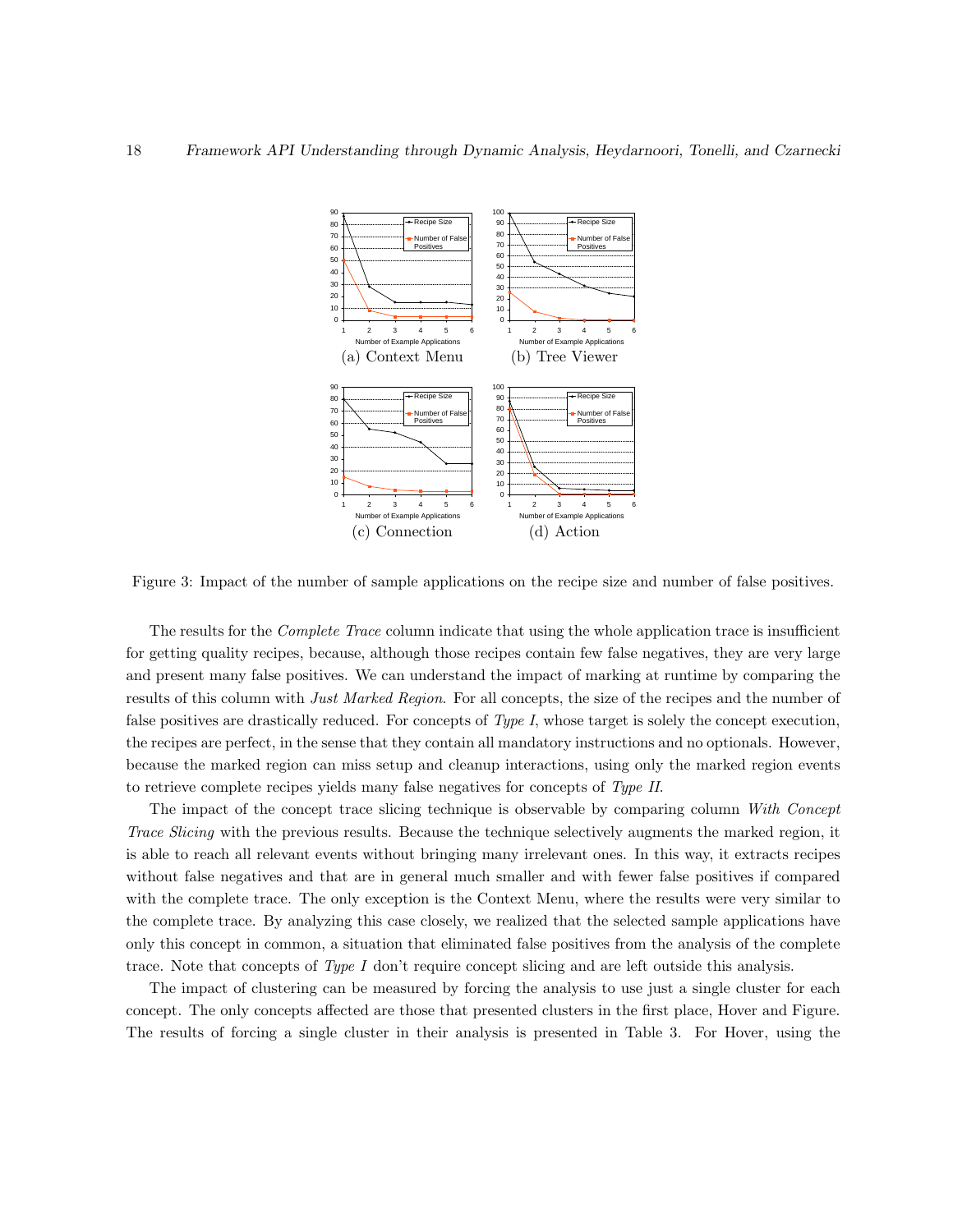Figure 3: Impact of the number of sample applications on the recipe size and number of false positives.

The results for the *Complete Trace* column indicate that using the whole application trace is insufficient for getting quality recipes, because, although those recipes contain few false negatives, they are very large and present many false positives. We can understand the impact of marking at runtime by comparing the results of this column with *Just Marked Region*. For all concepts, the size of the recipes and the number of false positives are drastically reduced. For concepts of *Type I*, whose target is solely the concept execution, the recipes are perfect, in the sense that they contain all mandatory instructions and no optionals. However, because the marked region can miss setup and cleanup interactions, using only the marked region events to retrieve complete recipes yields many false negatives for concepts of *Type II*.

The impact of the concept trace slicing technique is observable by comparing column *With Concept Trace Slicing* with the previous results. Because the technique selectively augments the marked region, it is able to reach all relevant events without bringing many irrelevant ones. In this way, it extracts recipes without false negatives and that are in general much smaller and with fewer false positives if compared with the complete trace. The only exception is the Context Menu, where the results were very similar to the complete trace. By analyzing this case closely, we realized that the selected sample applications have only this concept in common, a situation that eliminated false positives from the analysis of the complete trace. Note that concepts of *Type I* don't require concept slicing and are left outside this analysis.

The impact of clustering can be measured by forcing the analysis to use just a single cluster for each concept. The only concepts affected are those that presented clusters in the first place, Hover and Figure. The results of forcing a single cluster in their analysis is presented in Table 3. For Hover, using the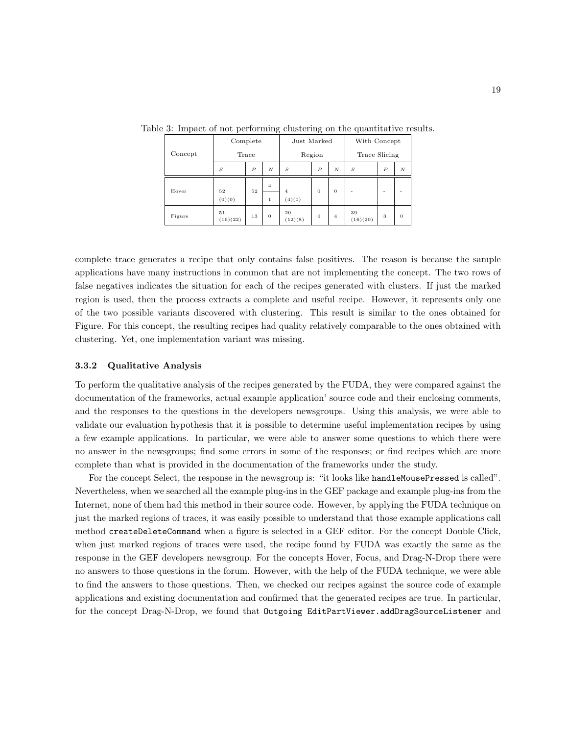Table 3: Impact of not performing clustering on the quantitative results.

| Concept | Complete Trace | | | Just Marked Region | | | With Concept Trace Slicing | | |
|---|---|---|---|---|---|---|---|---|---|
| | *S* | *P* | *N* | *S* | *P* | *N* | *S* | *P* | *N* |
| Hover | 52 (0)(0) | 52 | 4 / 1 | 4 (4)(0) | 0 | 0 | - | - | - |
| Figure | 51 (16)(22) | 13 | 0 | 20 (12)(8) | 0 | 4 | 39 (16)(20) | 3 | 0 |

complete trace generates a recipe that only contains false positives. The reason is because the sample applications have many instructions in common that are not implementing the concept. The two rows of false negatives indicates the situation for each of the recipes generated with clusters. If just the marked region is used, then the process extracts a complete and useful recipe. However, it represents only one of the two possible variants discovered with clustering. This result is similar to the ones obtained for Figure. For this concept, the resulting recipes had quality relatively comparable to the ones obtained with clustering. Yet, one implementation variant was missing.

### 3.3.2 Qualitative Analysis

To perform the qualitative analysis of the recipes generated by the FUDA, they were compared against the documentation of the frameworks, actual example application' source code and their enclosing comments, and the responses to the questions in the developers newsgroups. Using this analysis, we were able to validate our evaluation hypothesis that it is possible to determine useful implementation recipes by using a few example applications. In particular, we were able to answer some questions to which there were no answer in the newsgroups; find some errors in some of the responses; or find recipes which are more complete than what is provided in the documentation of the frameworks under the study.

For the concept Select, the response in the newsgroup is: "it looks like `handleMousePressed` is called". Nevertheless, when we searched all the example plug-ins in the GEF package and example plug-ins from the Internet, none of them had this method in their source code. However, by applying the FUDA technique on just the marked regions of traces, it was easily possible to understand that those example applications call method `createDeleteCommand` when a figure is selected in a GEF editor. For the concept Double Click, when just marked regions of traces were used, the recipe found by FUDA was exactly the same as the response in the GEF developers newsgroup. For the concepts Hover, Focus, and Drag-N-Drop there were no answers to those questions in the forum. However, with the help of the FUDA technique, we were able to find the answers to those questions. Then, we checked our recipes against the source code of example applications and existing documentation and confirmed that the generated recipes are true. In particular, for the concept Drag-N-Drop, we found that `Outgoing EditPartViewer.addDragSourceListener` and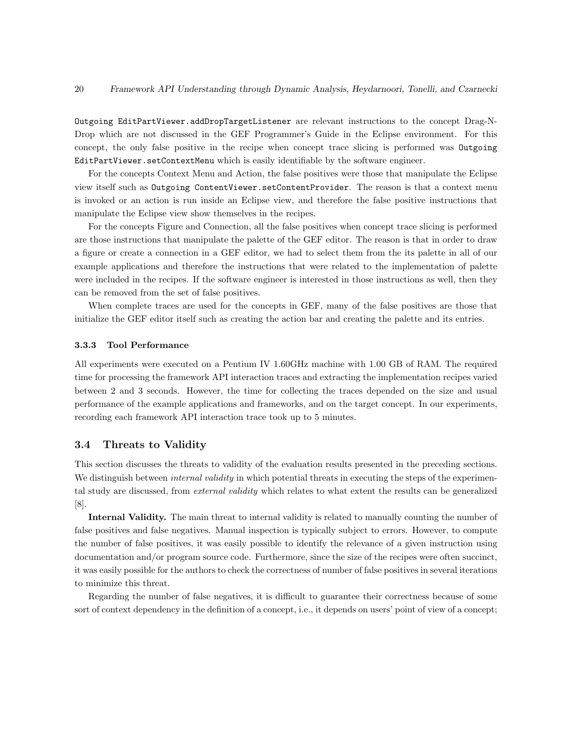`Outgoing EditPartViewer.addDropTargetListener` are relevant instructions to the concept Drag-N-Drop which are not discussed in the GEF Programmer's Guide in the Eclipse environment. For this concept, the only false positive in the recipe when concept trace slicing is performed was `Outgoing EditPartViewer.setContextMenu` which is easily identifiable by the software engineer.

For the concepts Context Menu and Action, the false positives were those that manipulate the Eclipse view itself such as `Outgoing ContentViewer.setContentProvider`. The reason is that a context menu is invoked or an action is run inside an Eclipse view, and therefore the false positive instructions that manipulate the Eclipse view show themselves in the recipes.

For the concepts Figure and Connection, all the false positives when concept trace slicing is performed are those instructions that manipulate the palette of the GEF editor. The reason is that in order to draw a figure or create a connection in a GEF editor, we had to select them from the its palette in all of our example applications and therefore the instructions that were related to the implementation of palette were included in the recipes. If the software engineer is interested in those instructions as well, then they can be removed from the set of false positives.

When complete traces are used for the concepts in GEF, many of the false positives are those that initialize the GEF editor itself such as creating the action bar and creating the palette and its entries.

#### 3.3.3 Tool Performance

All experiments were executed on a Pentium IV 1.60GHz machine with 1.00 GB of RAM. The required time for processing the framework API interaction traces and extracting the implementation recipes varied between 2 and 3 seconds. However, the time for collecting the traces depended on the size and usual performance of the example applications and frameworks, and on the target concept. In our experiments, recording each framework API interaction trace took up to 5 minutes.

### 3.4 Threats to Validity

This section discusses the threats to validity of the evaluation results presented in the preceding sections. We distinguish between *internal validity* in which potential threats in executing the steps of the experimental study are discussed, from *external validity* which relates to what extent the results can be generalized [8].

**Internal Validity.** The main threat to internal validity is related to manually counting the number of false positives and false negatives. Manual inspection is typically subject to errors. However, to compute the number of false positives, it was easily possible to identify the relevance of a given instruction using documentation and/or program source code. Furthermore, since the size of the recipes were often succinct, it was easily possible for the authors to check the correctness of number of false positives in several iterations to minimize this threat.

Regarding the number of false negatives, it is difficult to guarantee their correctness because of some sort of context dependency in the definition of a concept, i.e., it depends on users' point of view of a concept;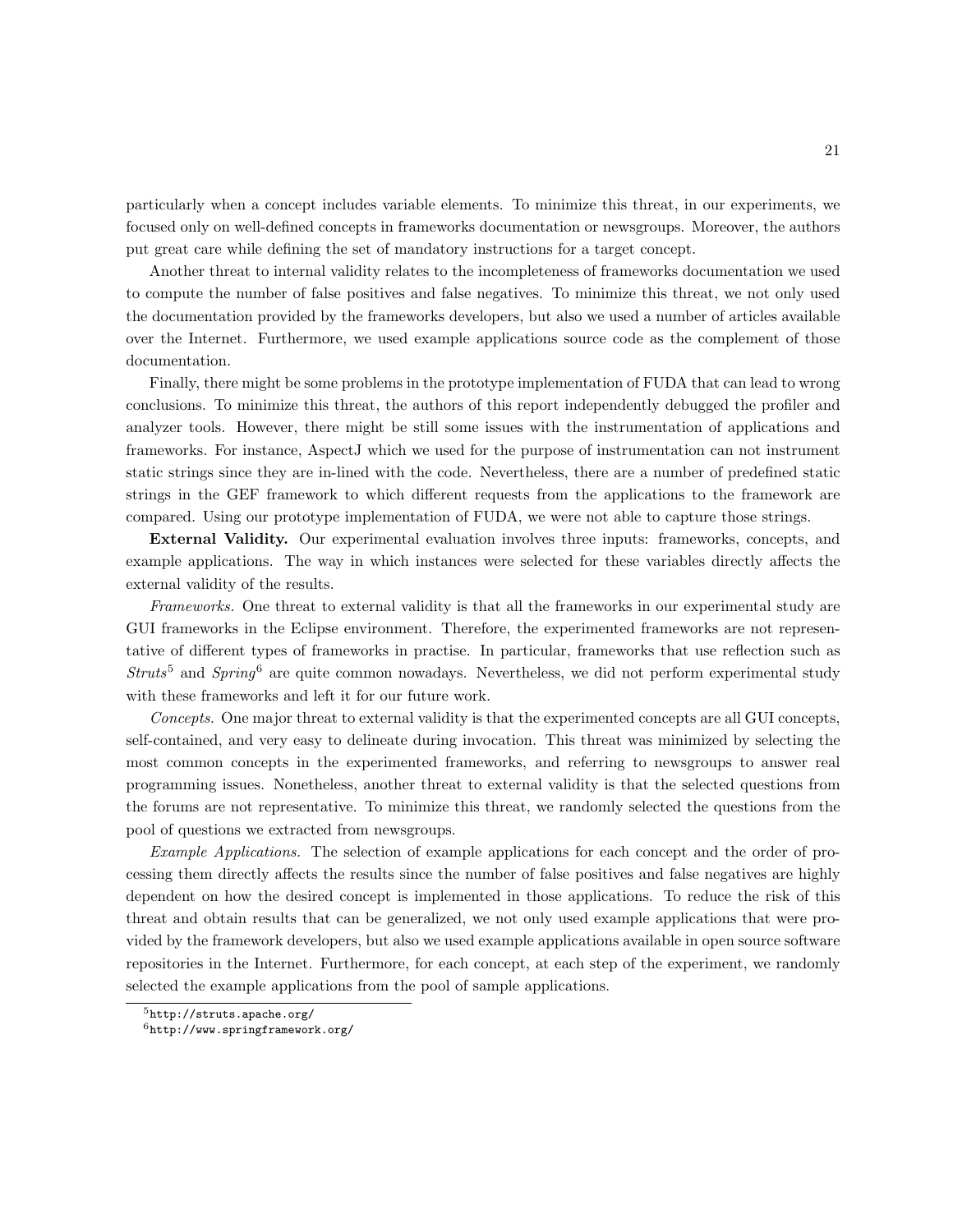particularly when a concept includes variable elements. To minimize this threat, in our experiments, we focused only on well-defined concepts in frameworks documentation or newsgroups. Moreover, the authors put great care while defining the set of mandatory instructions for a target concept.

Another threat to internal validity relates to the incompleteness of frameworks documentation we used to compute the number of false positives and false negatives. To minimize this threat, we not only used the documentation provided by the frameworks developers, but also we used a number of articles available over the Internet. Furthermore, we used example applications source code as the complement of those documentation.

Finally, there might be some problems in the prototype implementation of FUDA that can lead to wrong conclusions. To minimize this threat, the authors of this report independently debugged the profiler and analyzer tools. However, there might be still some issues with the instrumentation of applications and frameworks. For instance, AspectJ which we used for the purpose of instrumentation can not instrument static strings since they are in-lined with the code. Nevertheless, there are a number of predefined static strings in the GEF framework to which different requests from the applications to the framework are compared. Using our prototype implementation of FUDA, we were not able to capture those strings.

**External Validity.** Our experimental evaluation involves three inputs: frameworks, concepts, and example applications. The way in which instances were selected for these variables directly affects the external validity of the results.

*Frameworks.* One threat to external validity is that all the frameworks in our experimental study are GUI frameworks in the Eclipse environment. Therefore, the experimented frameworks are not representative of different types of frameworks in practise. In particular, frameworks that use reflection such as *Struts*[5] and *Spring*[6] are quite common nowadays. Nevertheless, we did not perform experimental study with these frameworks and left it for our future work.

*Concepts.* One major threat to external validity is that the experimented concepts are all GUI concepts, self-contained, and very easy to delineate during invocation. This threat was minimized by selecting the most common concepts in the experimented frameworks, and referring to newsgroups to answer real programming issues. Nonetheless, another threat to external validity is that the selected questions from the forums are not representative. To minimize this threat, we randomly selected the questions from the pool of questions we extracted from newsgroups.

*Example Applications.* The selection of example applications for each concept and the order of processing them directly affects the results since the number of false positives and false negatives are highly dependent on how the desired concept is implemented in those applications. To reduce the risk of this threat and obtain results that can be generalized, we not only used example applications that were provided by the framework developers, but also we used example applications available in open source software repositories in the Internet. Furthermore, for each concept, at each step of the experiment, we randomly selected the example applications from the pool of sample applications.

[5] `http://struts.apache.org/`

[6] `http://www.springframework.org/`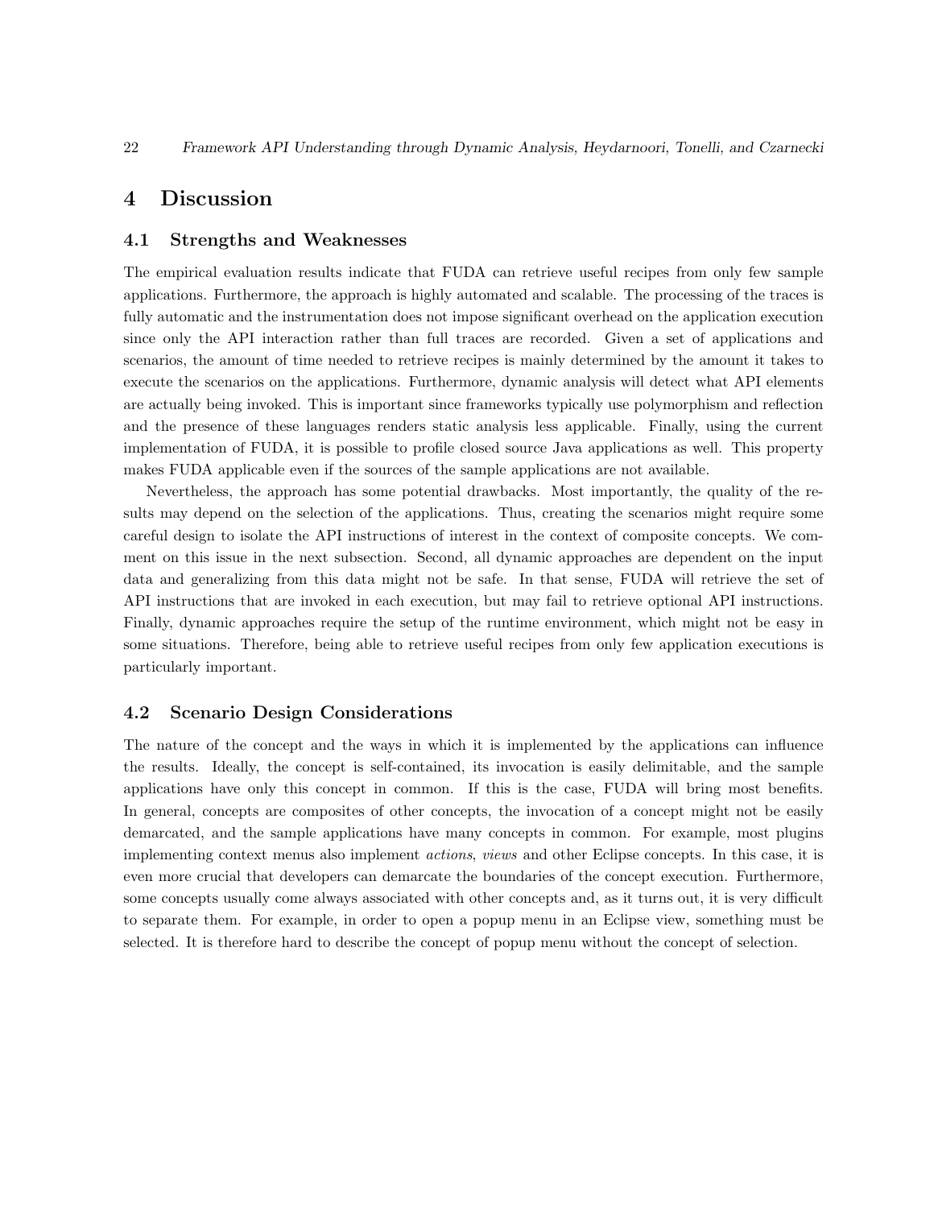# 4 Discussion

## 4.1 Strengths and Weaknesses

The empirical evaluation results indicate that FUDA can retrieve useful recipes from only few sample applications. Furthermore, the approach is highly automated and scalable. The processing of the traces is fully automatic and the instrumentation does not impose significant overhead on the application execution since only the API interaction rather than full traces are recorded. Given a set of applications and scenarios, the amount of time needed to retrieve recipes is mainly determined by the amount it takes to execute the scenarios on the applications. Furthermore, dynamic analysis will detect what API elements are actually being invoked. This is important since frameworks typically use polymorphism and reflection and the presence of these languages renders static analysis less applicable. Finally, using the current implementation of FUDA, it is possible to profile closed source Java applications as well. This property makes FUDA applicable even if the sources of the sample applications are not available.

Nevertheless, the approach has some potential drawbacks. Most importantly, the quality of the results may depend on the selection of the applications. Thus, creating the scenarios might require some careful design to isolate the API instructions of interest in the context of composite concepts. We comment on this issue in the next subsection. Second, all dynamic approaches are dependent on the input data and generalizing from this data might not be safe. In that sense, FUDA will retrieve the set of API instructions that are invoked in each execution, but may fail to retrieve optional API instructions. Finally, dynamic approaches require the setup of the runtime environment, which might not be easy in some situations. Therefore, being able to retrieve useful recipes from only few application executions is particularly important.

## 4.2 Scenario Design Considerations

The nature of the concept and the ways in which it is implemented by the applications can influence the results. Ideally, the concept is self-contained, its invocation is easily delimitable, and the sample applications have only this concept in common. If this is the case, FUDA will bring most benefits. In general, concepts are composites of other concepts, the invocation of a concept might not be easily demarcated, and the sample applications have many concepts in common. For example, most plugins implementing context menus also implement *actions*, *views* and other Eclipse concepts. In this case, it is even more crucial that developers can demarcate the boundaries of the concept execution. Furthermore, some concepts usually come always associated with other concepts and, as it turns out, it is very difficult to separate them. For example, in order to open a popup menu in an Eclipse view, something must be selected. It is therefore hard to describe the concept of popup menu without the concept of selection.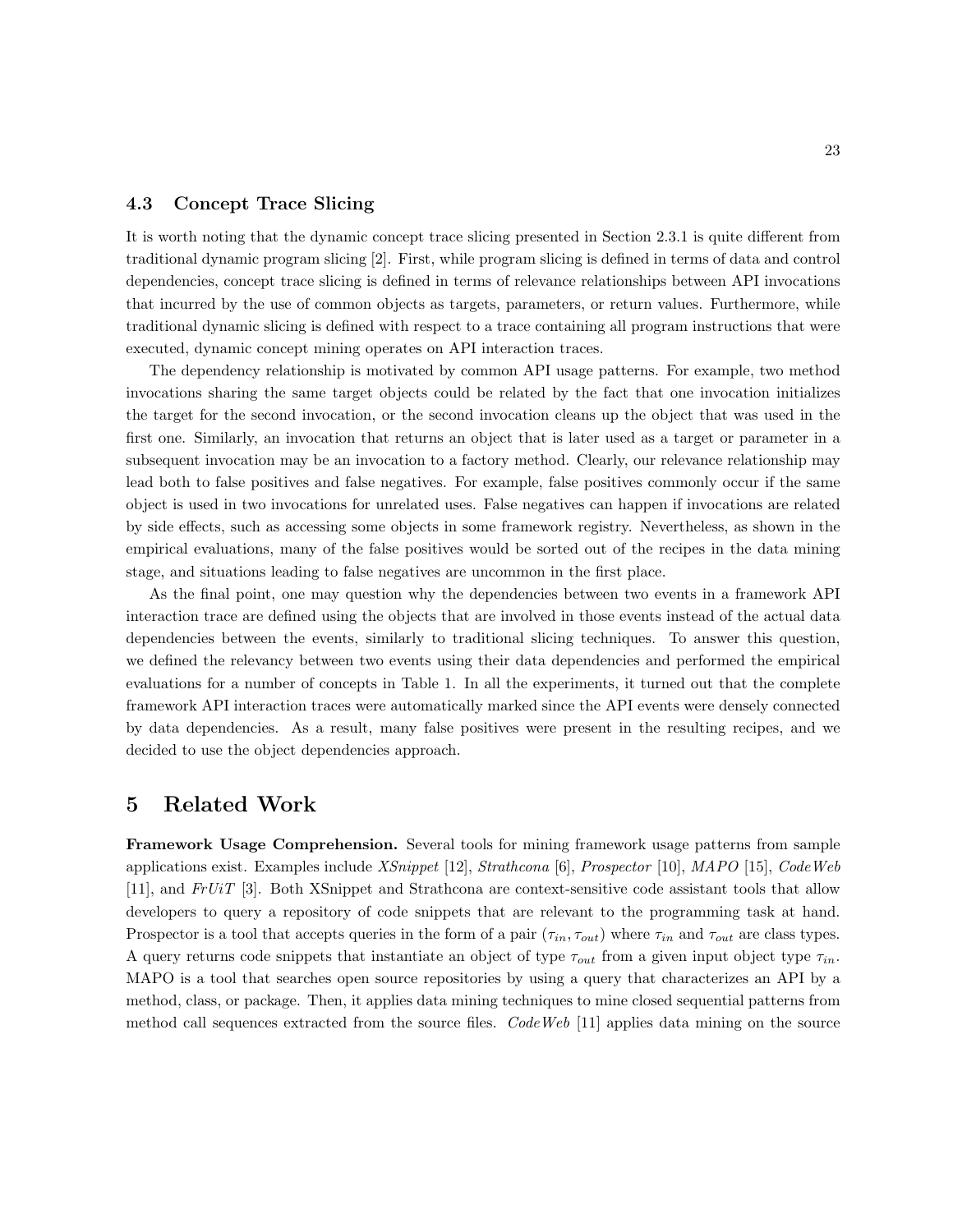### 4.3 Concept Trace Slicing

It is worth noting that the dynamic concept trace slicing presented in Section 2.3.1 is quite different from traditional dynamic program slicing [2]. First, while program slicing is defined in terms of data and control dependencies, concept trace slicing is defined in terms of relevance relationships between API invocations that incurred by the use of common objects as targets, parameters, or return values. Furthermore, while traditional dynamic slicing is defined with respect to a trace containing all program instructions that were executed, dynamic concept mining operates on API interaction traces.

The dependency relationship is motivated by common API usage patterns. For example, two method invocations sharing the same target objects could be related by the fact that one invocation initializes the target for the second invocation, or the second invocation cleans up the object that was used in the first one. Similarly, an invocation that returns an object that is later used as a target or parameter in a subsequent invocation may be an invocation to a factory method. Clearly, our relevance relationship may lead both to false positives and false negatives. For example, false positives commonly occur if the same object is used in two invocations for unrelated uses. False negatives can happen if invocations are related by side effects, such as accessing some objects in some framework registry. Nevertheless, as shown in the empirical evaluations, many of the false positives would be sorted out of the recipes in the data mining stage, and situations leading to false negatives are uncommon in the first place.

As the final point, one may question why the dependencies between two events in a framework API interaction trace are defined using the objects that are involved in those events instead of the actual data dependencies between the events, similarly to traditional slicing techniques. To answer this question, we defined the relevancy between two events using their data dependencies and performed the empirical evaluations for a number of concepts in Table 1. In all the experiments, it turned out that the complete framework API interaction traces were automatically marked since the API events were densely connected by data dependencies. As a result, many false positives were present in the resulting recipes, and we decided to use the object dependencies approach.

## 5 Related Work

**Framework Usage Comprehension.** Several tools for mining framework usage patterns from sample applications exist. Examples include *XSnippet* [12], *Strathcona* [6], *Prospector* [10], *MAPO* [15], *CodeWeb* [11], and *FrUiT* [3]. Both XSnippet and Strathcona are context-sensitive code assistant tools that allow developers to query a repository of code snippets that are relevant to the programming task at hand. Prospector is a tool that accepts queries in the form of a pair $(\tau_{in}, \tau_{out})$ where $\tau_{in}$ and $\tau_{out}$ are class types. A query returns code snippets that instantiate an object of type $\tau_{out}$ from a given input object type $\tau_{in}$. MAPO is a tool that searches open source repositories by using a query that characterizes an API by a method, class, or package. Then, it applies data mining techniques to mine closed sequential patterns from method call sequences extracted from the source files. *CodeWeb* [11] applies data mining on the source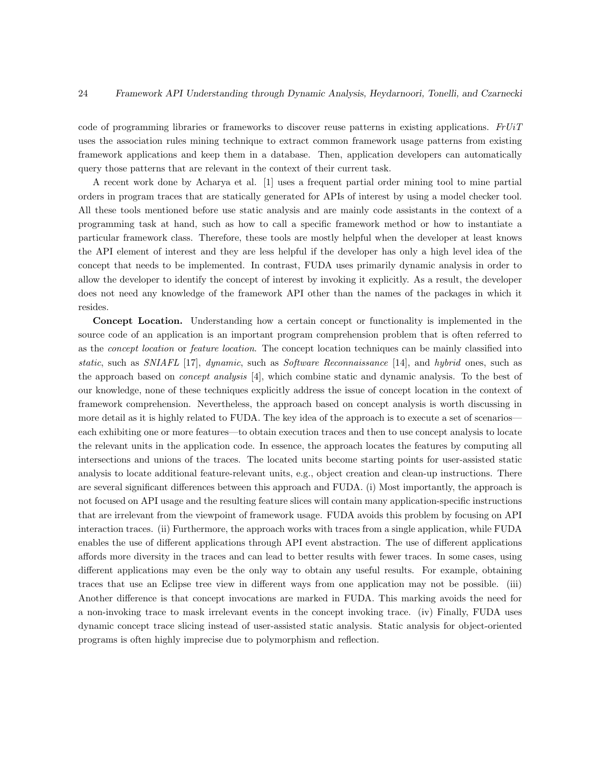code of programming libraries or frameworks to discover reuse patterns in existing applications. *FrUiT* uses the association rules mining technique to extract common framework usage patterns from existing framework applications and keep them in a database. Then, application developers can automatically query those patterns that are relevant in the context of their current task.

A recent work done by Acharya et al. [1] uses a frequent partial order mining tool to mine partial orders in program traces that are statically generated for APIs of interest by using a model checker tool. All these tools mentioned before use static analysis and are mainly code assistants in the context of a programming task at hand, such as how to call a specific framework method or how to instantiate a particular framework class. Therefore, these tools are mostly helpful when the developer at least knows the API element of interest and they are less helpful if the developer has only a high level idea of the concept that needs to be implemented. In contrast, FUDA uses primarily dynamic analysis in order to allow the developer to identify the concept of interest by invoking it explicitly. As a result, the developer does not need any knowledge of the framework API other than the names of the packages in which it resides.

**Concept Location.** Understanding how a certain concept or functionality is implemented in the source code of an application is an important program comprehension problem that is often referred to as the *concept location* or *feature location*. The concept location techniques can be mainly classified into *static*, such as *SNIAFL* [17], *dynamic*, such as *Software Reconnaissance* [14], and *hybrid* ones, such as the approach based on *concept analysis* [4], which combine static and dynamic analysis. To the best of our knowledge, none of these techniques explicitly address the issue of concept location in the context of framework comprehension. Nevertheless, the approach based on concept analysis is worth discussing in more detail as it is highly related to FUDA. The key idea of the approach is to execute a set of scenarios—each exhibiting one or more features—to obtain execution traces and then to use concept analysis to locate the relevant units in the application code. In essence, the approach locates the features by computing all intersections and unions of the traces. The located units become starting points for user-assisted static analysis to locate additional feature-relevant units, e.g., object creation and clean-up instructions. There are several significant differences between this approach and FUDA. (i) Most importantly, the approach is not focused on API usage and the resulting feature slices will contain many application-specific instructions that are irrelevant from the viewpoint of framework usage. FUDA avoids this problem by focusing on API interaction traces. (ii) Furthermore, the approach works with traces from a single application, while FUDA enables the use of different applications through API event abstraction. The use of different applications affords more diversity in the traces and can lead to better results with fewer traces. In some cases, using different applications may even be the only way to obtain any useful results. For example, obtaining traces that use an Eclipse tree view in different ways from one application may not be possible. (iii) Another difference is that concept invocations are marked in FUDA. This marking avoids the need for a non-invoking trace to mask irrelevant events in the concept invoking trace. (iv) Finally, FUDA uses dynamic concept trace slicing instead of user-assisted static analysis. Static analysis for object-oriented programs is often highly imprecise due to polymorphism and reflection.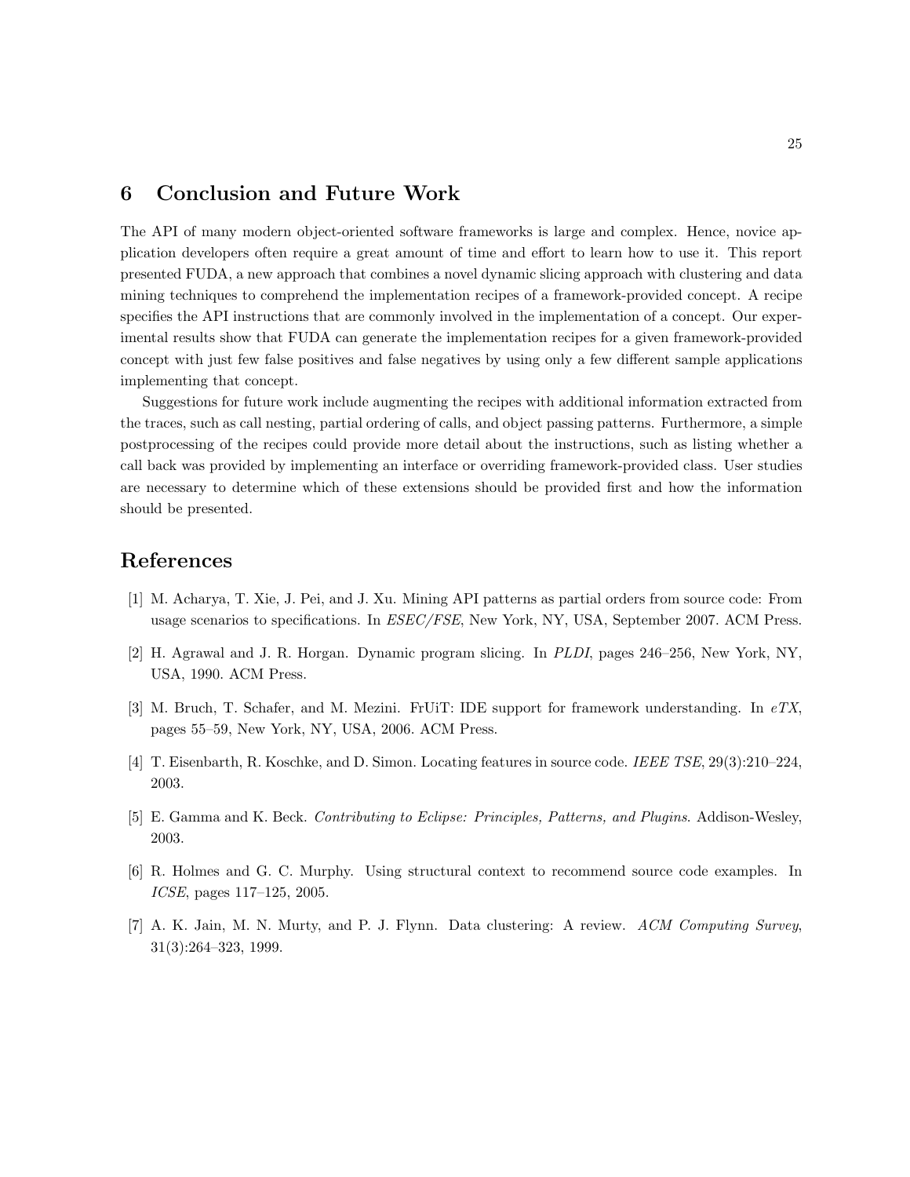## 6 Conclusion and Future Work

The API of many modern object-oriented software frameworks is large and complex. Hence, novice application developers often require a great amount of time and effort to learn how to use it. This report presented FUDA, a new approach that combines a novel dynamic slicing approach with clustering and data mining techniques to comprehend the implementation recipes of a framework-provided concept. A recipe specifies the API instructions that are commonly involved in the implementation of a concept. Our experimental results show that FUDA can generate the implementation recipes for a given framework-provided concept with just few false positives and false negatives by using only a few different sample applications implementing that concept.

Suggestions for future work include augmenting the recipes with additional information extracted from the traces, such as call nesting, partial ordering of calls, and object passing patterns. Furthermore, a simple postprocessing of the recipes could provide more detail about the instructions, such as listing whether a call back was provided by implementing an interface or overriding framework-provided class. User studies are necessary to determine which of these extensions should be provided first and how the information should be presented.

## References

[1] M. Acharya, T. Xie, J. Pei, and J. Xu. Mining API patterns as partial orders from source code: From usage scenarios to specifications. In *ESEC/FSE*, New York, NY, USA, September 2007. ACM Press.

[2] H. Agrawal and J. R. Horgan. Dynamic program slicing. In *PLDI*, pages 246–256, New York, NY, USA, 1990. ACM Press.

[3] M. Bruch, T. Schafer, and M. Mezini. FrUiT: IDE support for framework understanding. In *eTX*, pages 55–59, New York, NY, USA, 2006. ACM Press.

[4] T. Eisenbarth, R. Koschke, and D. Simon. Locating features in source code. *IEEE TSE*, 29(3):210–224, 2003.

[5] E. Gamma and K. Beck. *Contributing to Eclipse: Principles, Patterns, and Plugins*. Addison-Wesley, 2003.

[6] R. Holmes and G. C. Murphy. Using structural context to recommend source code examples. In *ICSE*, pages 117–125, 2005.

[7] A. K. Jain, M. N. Murty, and P. J. Flynn. Data clustering: A review. *ACM Computing Survey*, 31(3):264–323, 1999.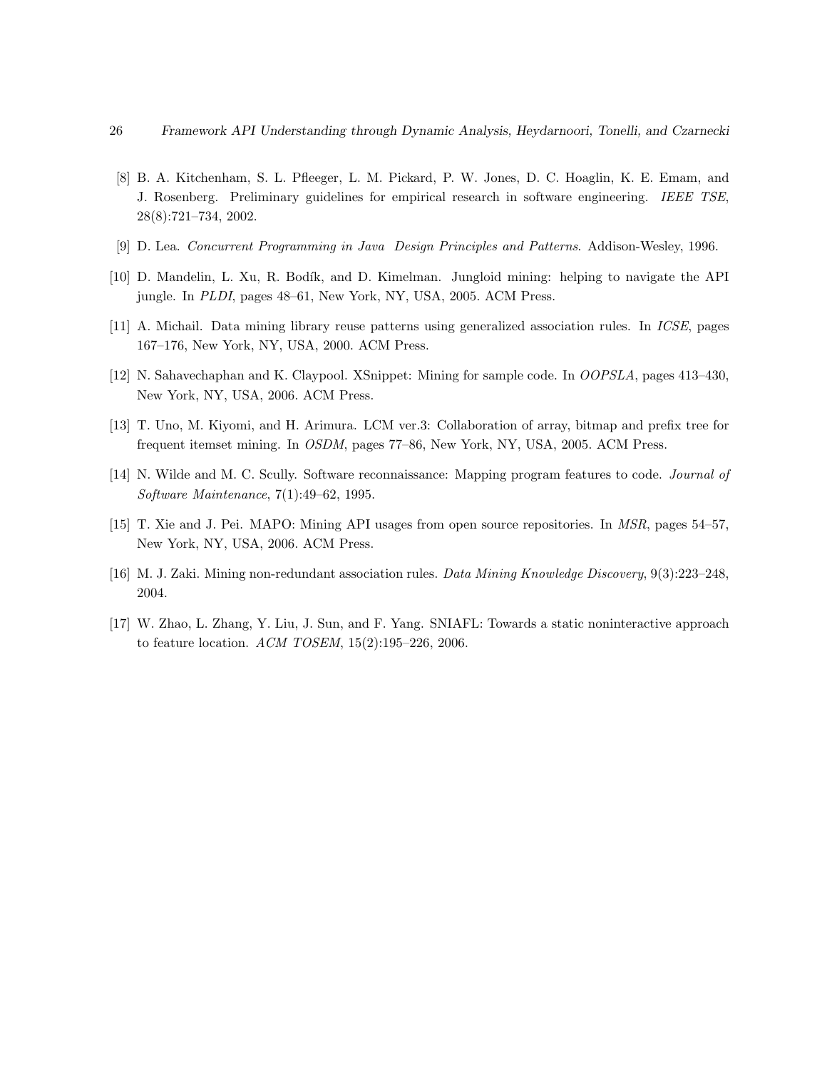[8] B. A. Kitchenham, S. L. Pfleeger, L. M. Pickard, P. W. Jones, D. C. Hoaglin, K. E. Emam, and J. Rosenberg. Preliminary guidelines for empirical research in software engineering. *IEEE TSE*, 28(8):721–734, 2002.

[9] D. Lea. *Concurrent Programming in Java Design Principles and Patterns*. Addison-Wesley, 1996.

[10] D. Mandelin, L. Xu, R. Bodík, and D. Kimelman. Jungloid mining: helping to navigate the API jungle. In *PLDI*, pages 48–61, New York, NY, USA, 2005. ACM Press.

[11] A. Michail. Data mining library reuse patterns using generalized association rules. In *ICSE*, pages 167–176, New York, NY, USA, 2000. ACM Press.

[12] N. Sahavechaphan and K. Claypool. XSnippet: Mining for sample code. In *OOPSLA*, pages 413–430, New York, NY, USA, 2006. ACM Press.

[13] T. Uno, M. Kiyomi, and H. Arimura. LCM ver.3: Collaboration of array, bitmap and prefix tree for frequent itemset mining. In *OSDM*, pages 77–86, New York, NY, USA, 2005. ACM Press.

[14] N. Wilde and M. C. Scully. Software reconnaissance: Mapping program features to code. *Journal of Software Maintenance*, 7(1):49–62, 1995.

[15] T. Xie and J. Pei. MAPO: Mining API usages from open source repositories. In *MSR*, pages 54–57, New York, NY, USA, 2006. ACM Press.

[16] M. J. Zaki. Mining non-redundant association rules. *Data Mining Knowledge Discovery*, 9(3):223–248, 2004.

[17] W. Zhao, L. Zhang, Y. Liu, J. Sun, and F. Yang. SNIAFL: Towards a static noninteractive approach to feature location. *ACM TOSEM*, 15(2):195–226, 2006.